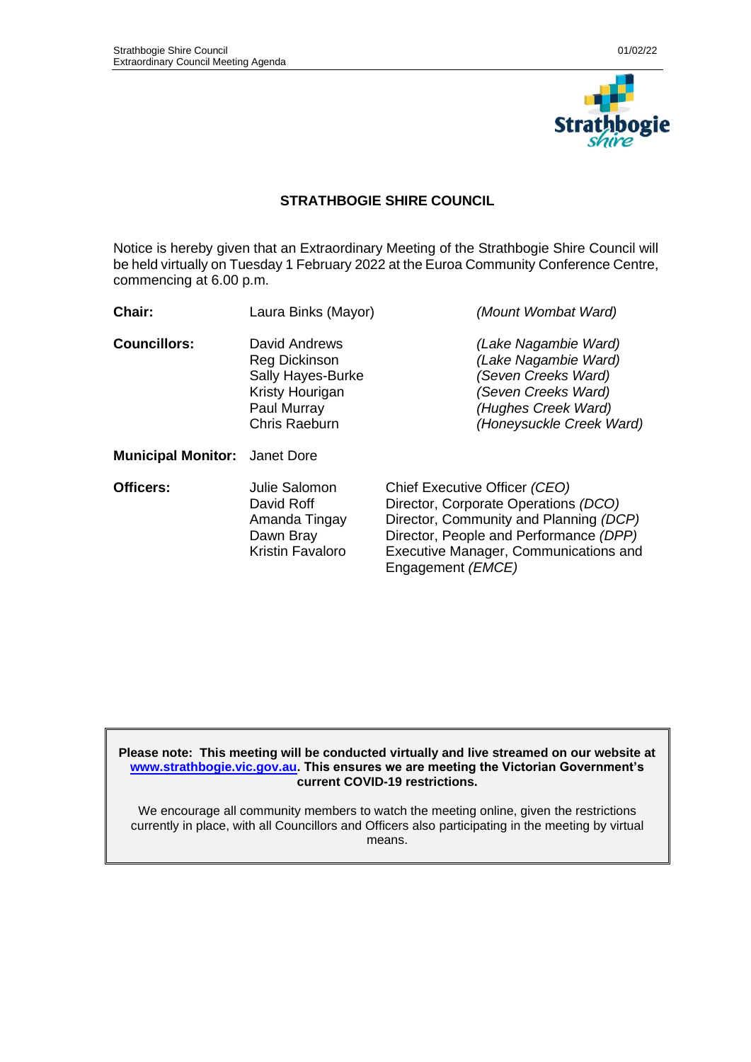# STRATHBOGIE SHIRE COUNCIL

Notice is hereby given that an Extraordinary Meeting of the Strathbogie Shire Council will be held virtually on Tuesday 1 February 2022 at the Euroa Community Conference Centre, commencing at 6.00 p.m.

| | | |
|---|---|---|
| **Chair:** | Laura Binks (Mayor) | *(Mount Wombat Ward)* |
| **Councillors:** | David Andrews | *(Lake Nagambie Ward)* |
| | Reg Dickinson | *(Lake Nagambie Ward)* |
| | Sally Hayes-Burke | *(Seven Creeks Ward)* |
| | Kristy Hourigan | *(Seven Creeks Ward)* |
| | Paul Murray | *(Hughes Creek Ward)* |
| | Chris Raeburn | *(Honeysuckle Creek Ward)* |
| **Municipal Monitor:** | Janet Dore | |
| **Officers:** | Julie Salomon | Chief Executive Officer *(CEO)* |
| | David Roff | Director, Corporate Operations *(DCO)* |
| | Amanda Tingay | Director, Community and Planning *(DCP)* |
| | Dawn Bray | Director, People and Performance *(DPP)* |
| | Kristin Favaloro | Executive Manager, Communications and Engagement *(EMCE)* |

**Please note: This meeting will be conducted virtually and live streamed on our website at www.strathbogie.vic.gov.au. This ensures we are meeting the Victorian Government's current COVID-19 restrictions.**

We encourage all community members to watch the meeting online, given the restrictions currently in place, with all Councillors and Officers also participating in the meeting by virtual means.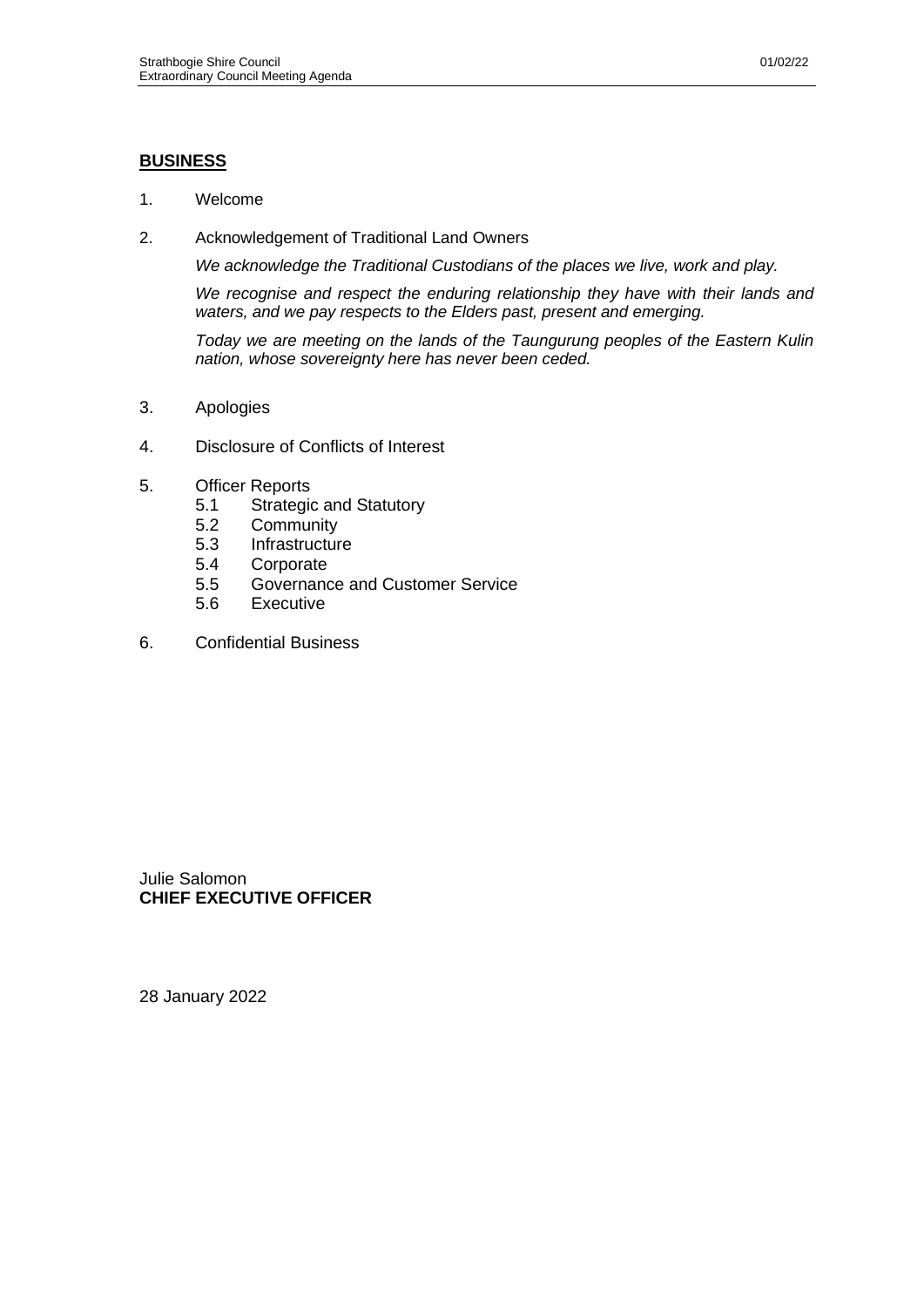## BUSINESS

1. Welcome

2. Acknowledgement of Traditional Land Owners

   *We acknowledge the Traditional Custodians of the places we live, work and play.*

   *We recognise and respect the enduring relationship they have with their lands and waters, and we pay respects to the Elders past, present and emerging.*

   *Today we are meeting on the lands of the Taungurung peoples of the Eastern Kulin nation, whose sovereignty here has never been ceded.*

3. Apologies

4. Disclosure of Conflicts of Interest

5. Officer Reports
   - 5.1 Strategic and Statutory
   - 5.2 Community
   - 5.3 Infrastructure
   - 5.4 Corporate
   - 5.5 Governance and Customer Service
   - 5.6 Executive

6. Confidential Business

Julie Salomon
**CHIEF EXECUTIVE OFFICER**

28 January 2022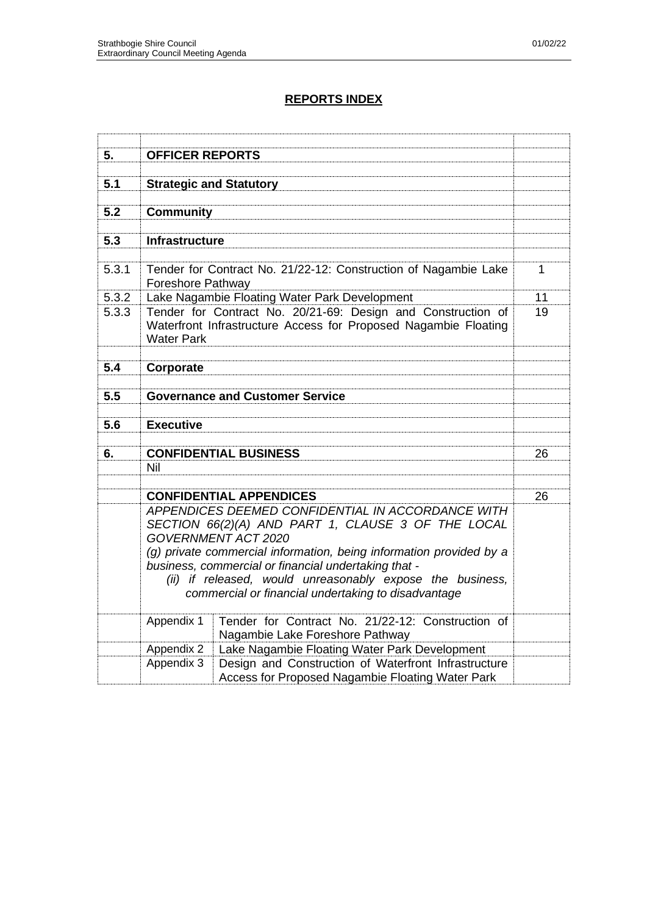# REPORTS INDEX

| | | | |
|---|---|---|---|
| **5.** | **OFFICER REPORTS** | | |
| **5.1** | **Strategic and Statutory** | | |
| **5.2** | **Community** | | |
| **5.3** | **Infrastructure** | | |
| 5.3.1 | Tender for Contract No. 21/22-12: Construction of Nagambie Lake Foreshore Pathway | | 1 |
| 5.3.2 | Lake Nagambie Floating Water Park Development | | 11 |
| 5.3.3 | Tender for Contract No. 20/21-69: Design and Construction of Waterfront Infrastructure Access for Proposed Nagambie Floating Water Park | | 19 |
| **5.4** | **Corporate** | | |
| **5.5** | **Governance and Customer Service** | | |
| **5.6** | **Executive** | | |
| **6.** | **CONFIDENTIAL BUSINESS** | | 26 |
| | Nil | | |
| | **CONFIDENTIAL APPENDICES** | | 26 |
| | *APPENDICES DEEMED CONFIDENTIAL IN ACCORDANCE WITH SECTION 66(2)(A) AND PART 1, CLAUSE 3 OF THE LOCAL GOVERNMENT ACT 2020* *(g) private commercial information, being information provided by a business, commercial or financial undertaking that -* *(ii) if released, would unreasonably expose the business, commercial or financial undertaking to disadvantage* | | |
| | Appendix 1 | Tender for Contract No. 21/22-12: Construction of Nagambie Lake Foreshore Pathway | |
| | Appendix 2 | Lake Nagambie Floating Water Park Development | |
| | Appendix 3 | Design and Construction of Waterfront Infrastructure Access for Proposed Nagambie Floating Water Park | |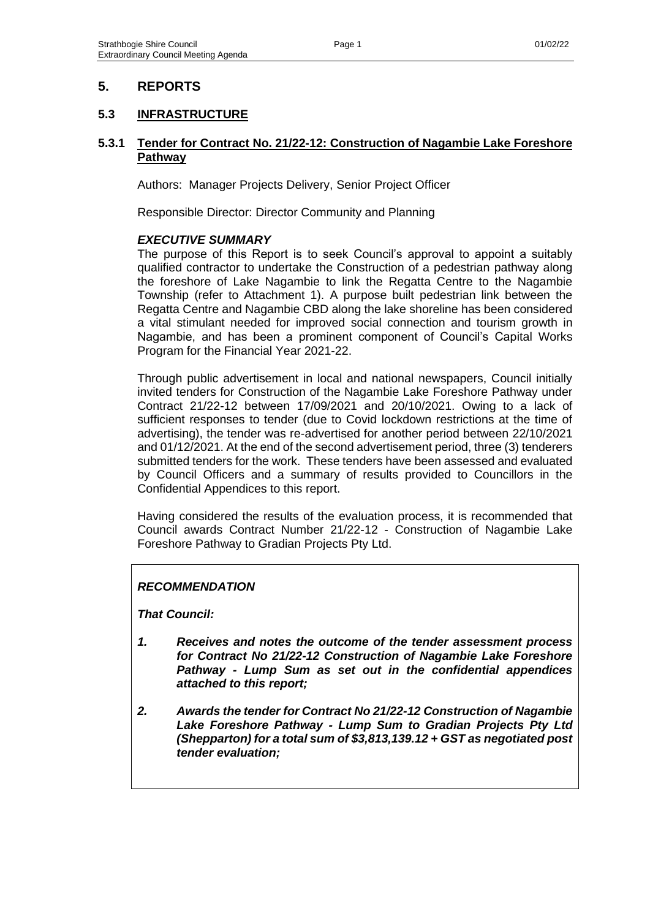## 5. REPORTS

### 5.3 INFRASTRUCTURE

### 5.3.1 Tender for Contract No. 21/22-12: Construction of Nagambie Lake Foreshore Pathway

Authors: Manager Projects Delivery, Senior Project Officer

Responsible Director: Director Community and Planning

#### *EXECUTIVE SUMMARY*

The purpose of this Report is to seek Council's approval to appoint a suitably qualified contractor to undertake the Construction of a pedestrian pathway along the foreshore of Lake Nagambie to link the Regatta Centre to the Nagambie Township (refer to Attachment 1). A purpose built pedestrian link between the Regatta Centre and Nagambie CBD along the lake shoreline has been considered a vital stimulant needed for improved social connection and tourism growth in Nagambie, and has been a prominent component of Council's Capital Works Program for the Financial Year 2021-22.

Through public advertisement in local and national newspapers, Council initially invited tenders for Construction of the Nagambie Lake Foreshore Pathway under Contract 21/22-12 between 17/09/2021 and 20/10/2021. Owing to a lack of sufficient responses to tender (due to Covid lockdown restrictions at the time of advertising), the tender was re-advertised for another period between 22/10/2021 and 01/12/2021. At the end of the second advertisement period, three (3) tenderers submitted tenders for the work. These tenders have been assessed and evaluated by Council Officers and a summary of results provided to Councillors in the Confidential Appendices to this report.

Having considered the results of the evaluation process, it is recommended that Council awards Contract Number 21/22-12 - Construction of Nagambie Lake Foreshore Pathway to Gradian Projects Pty Ltd.

***RECOMMENDATION***

***That Council:***

1. ***Receives and notes the outcome of the tender assessment process for Contract No 21/22-12 Construction of Nagambie Lake Foreshore Pathway - Lump Sum as set out in the confidential appendices attached to this report;***
2. ***Awards the tender for Contract No 21/22-12 Construction of Nagambie Lake Foreshore Pathway - Lump Sum to Gradian Projects Pty Ltd (Shepparton) for a total sum of $3,813,139.12 + GST as negotiated post tender evaluation;***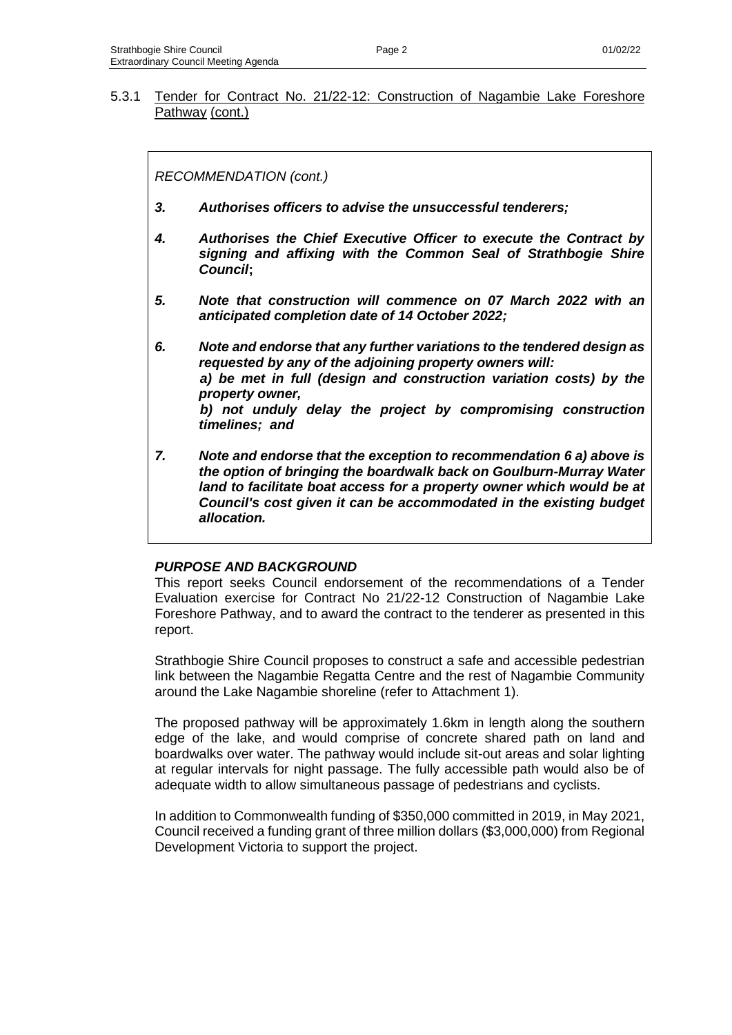5.3.1 Tender for Contract No. 21/22-12: Construction of Nagambie Lake Foreshore Pathway (cont.)

*RECOMMENDATION (cont.)*

***3. Authorises officers to advise the unsuccessful tenderers;***

***4. Authorises the Chief Executive Officer to execute the Contract by signing and affixing with the Common Seal of Strathbogie Shire Council*;**

***5. Note that construction will commence on 07 March 2022 with an anticipated completion date of 14 October 2022;***

***6. Note and endorse that any further variations to the tendered design as requested by any of the adjoining property owners will:***
***a) be met in full (design and construction variation costs) by the property owner,***
***b) not unduly delay the project by compromising construction timelines; and***

***7. Note and endorse that the exception to recommendation 6 a) above is the option of bringing the boardwalk back on Goulburn-Murray Water land to facilitate boat access for a property owner which would be at Council's cost given it can be accommodated in the existing budget allocation.***

***PURPOSE AND BACKGROUND***

This report seeks Council endorsement of the recommendations of a Tender Evaluation exercise for Contract No 21/22-12 Construction of Nagambie Lake Foreshore Pathway, and to award the contract to the tenderer as presented in this report.

Strathbogie Shire Council proposes to construct a safe and accessible pedestrian link between the Nagambie Regatta Centre and the rest of Nagambie Community around the Lake Nagambie shoreline (refer to Attachment 1).

The proposed pathway will be approximately 1.6km in length along the southern edge of the lake, and would comprise of concrete shared path on land and boardwalks over water. The pathway would include sit-out areas and solar lighting at regular intervals for night passage. The fully accessible path would also be of adequate width to allow simultaneous passage of pedestrians and cyclists.

In addition to Commonwealth funding of $350,000 committed in 2019, in May 2021, Council received a funding grant of three million dollars ($3,000,000) from Regional Development Victoria to support the project.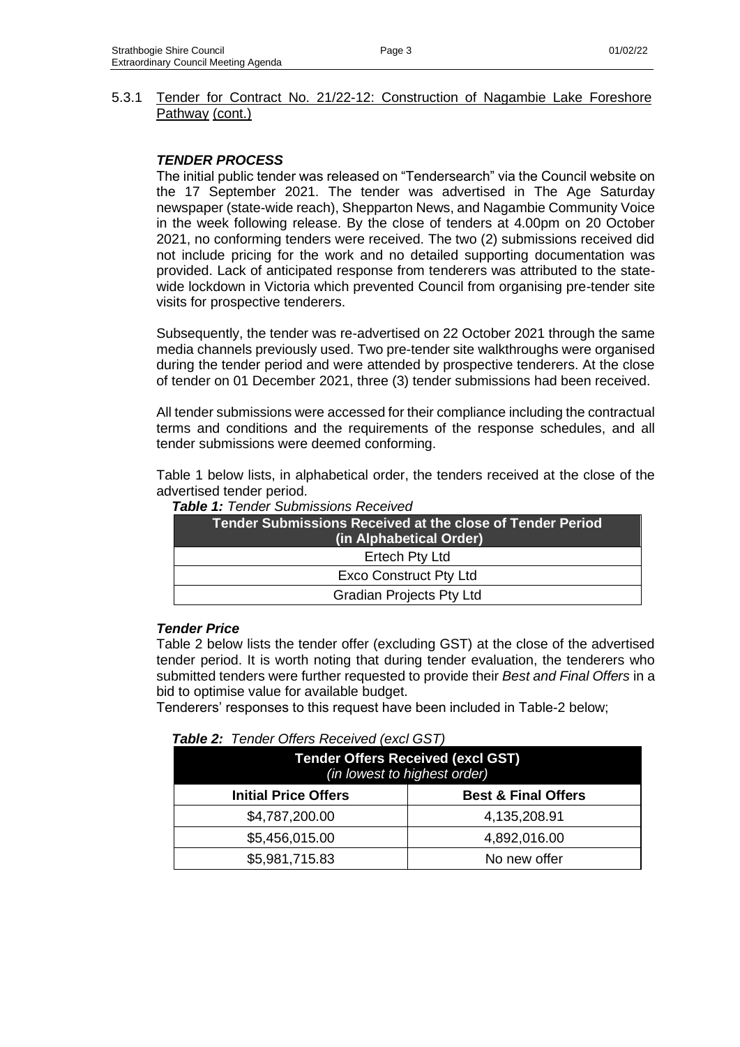### 5.3.1 Tender for Contract No. 21/22-12: Construction of Nagambie Lake Foreshore Pathway (cont.)

#### *TENDER PROCESS*

The initial public tender was released on "Tendersearch" via the Council website on the 17 September 2021. The tender was advertised in The Age Saturday newspaper (state-wide reach), Shepparton News, and Nagambie Community Voice in the week following release. By the close of tenders at 4.00pm on 20 October 2021, no conforming tenders were received. The two (2) submissions received did not include pricing for the work and no detailed supporting documentation was provided. Lack of anticipated response from tenderers was attributed to the state-wide lockdown in Victoria which prevented Council from organising pre-tender site visits for prospective tenderers.

Subsequently, the tender was re-advertised on 22 October 2021 through the same media channels previously used. Two pre-tender site walkthroughs were organised during the tender period and were attended by prospective tenderers. At the close of tender on 01 December 2021, three (3) tender submissions had been received.

All tender submissions were accessed for their compliance including the contractual terms and conditions and the requirements of the response schedules, and all tender submissions were deemed conforming.

Table 1 below lists, in alphabetical order, the tenders received at the close of the advertised tender period.

***Table 1:*** *Tender Submissions Received*

| Tender Submissions Received at the close of Tender Period (in Alphabetical Order) |
|---|
| Ertech Pty Ltd |
| Exco Construct Pty Ltd |
| Gradian Projects Pty Ltd |

#### *Tender Price*

Table 2 below lists the tender offer (excluding GST) at the close of the advertised tender period. It is worth noting that during tender evaluation, the tenderers who submitted tenders were further requested to provide their *Best and Final Offers* in a bid to optimise value for available budget.

Tenderers' responses to this request have been included in Table-2 below;

***Table 2:*** *Tender Offers Received (excl GST)*

| Tender Offers Received (excl GST) *(in lowest to highest order)* | |
|---|---|
| **Initial Price Offers** | **Best & Final Offers** |
| $4,787,200.00 | 4,135,208.91 |
| $5,456,015.00 | 4,892,016.00 |
| $5,981,715.83 | No new offer |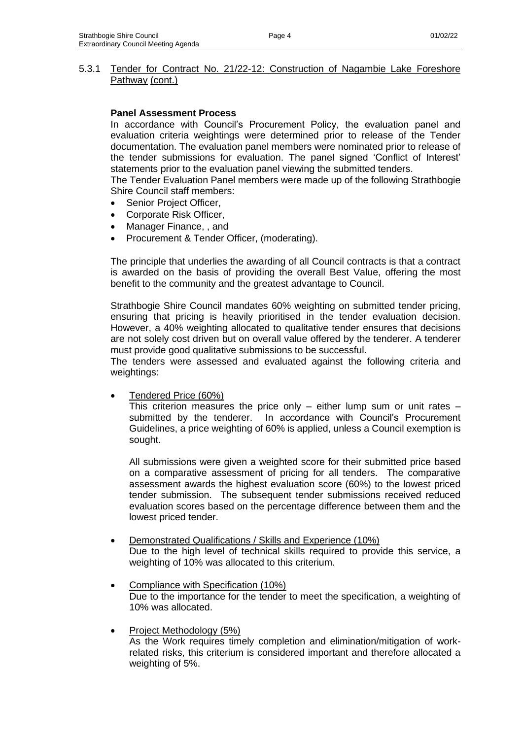### 5.3.1 Tender for Contract No. 21/22-12: Construction of Nagambie Lake Foreshore Pathway (cont.)

**Panel Assessment Process**

In accordance with Council's Procurement Policy, the evaluation panel and evaluation criteria weightings were determined prior to release of the Tender documentation. The evaluation panel members were nominated prior to release of the tender submissions for evaluation. The panel signed 'Conflict of Interest' statements prior to the evaluation panel viewing the submitted tenders.

The Tender Evaluation Panel members were made up of the following Strathbogie Shire Council staff members:

- Senior Project Officer,
- Corporate Risk Officer,
- Manager Finance, , and
- Procurement & Tender Officer, (moderating).

The principle that underlies the awarding of all Council contracts is that a contract is awarded on the basis of providing the overall Best Value, offering the most benefit to the community and the greatest advantage to Council.

Strathbogie Shire Council mandates 60% weighting on submitted tender pricing, ensuring that pricing is heavily prioritised in the tender evaluation decision. However, a 40% weighting allocated to qualitative tender ensures that decisions are not solely cost driven but on overall value offered by the tenderer. A tenderer must provide good qualitative submissions to be successful.

The tenders were assessed and evaluated against the following criteria and weightings:

- Tendered Price (60%)

  This criterion measures the price only – either lump sum or unit rates – submitted by the tenderer. In accordance with Council's Procurement Guidelines, a price weighting of 60% is applied, unless a Council exemption is sought.

  All submissions were given a weighted score for their submitted price based on a comparative assessment of pricing for all tenders. The comparative assessment awards the highest evaluation score (60%) to the lowest priced tender submission. The subsequent tender submissions received reduced evaluation scores based on the percentage difference between them and the lowest priced tender.

- Demonstrated Qualifications / Skills and Experience (10%)

  Due to the high level of technical skills required to provide this service, a weighting of 10% was allocated to this criterium.

- Compliance with Specification (10%)

  Due to the importance for the tender to meet the specification, a weighting of 10% was allocated.

- Project Methodology (5%)

  As the Work requires timely completion and elimination/mitigation of work-related risks, this criterium is considered important and therefore allocated a weighting of 5%.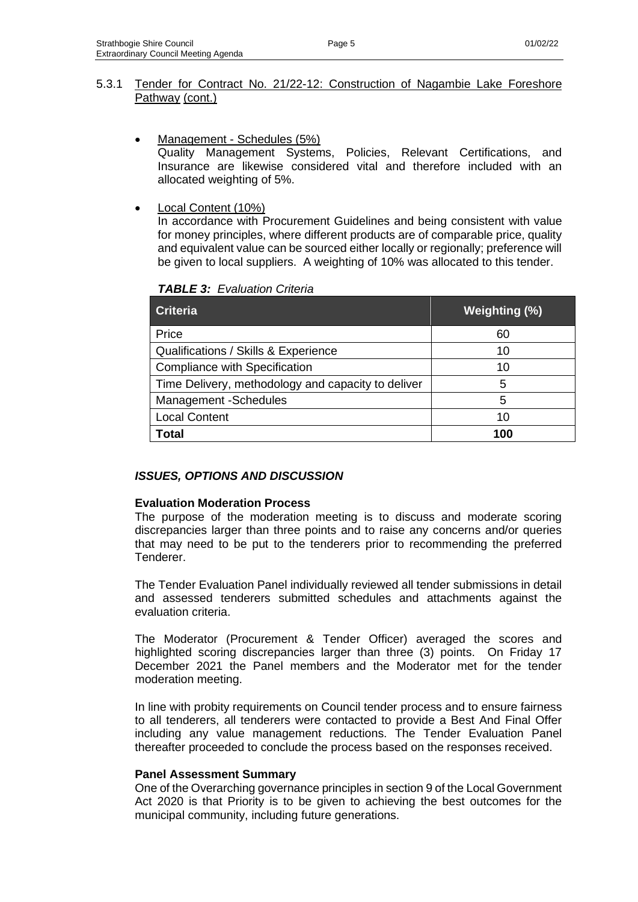5.3.1 Tender for Contract No. 21/22-12: Construction of Nagambie Lake Foreshore Pathway (cont.)

- Management - Schedules (5%)
  Quality Management Systems, Policies, Relevant Certifications, and Insurance are likewise considered vital and therefore included with an allocated weighting of 5%.

- Local Content (10%)
  In accordance with Procurement Guidelines and being consistent with value for money principles, where different products are of comparable price, quality and equivalent value can be sourced either locally or regionally; preference will be given to local suppliers. A weighting of 10% was allocated to this tender.

***TABLE 3:*** *Evaluation Criteria*

| Criteria | Weighting (%) |
|---|---|
| Price | 60 |
| Qualifications / Skills & Experience | 10 |
| Compliance with Specification | 10 |
| Time Delivery, methodology and capacity to deliver | 5 |
| Management -Schedules | 5 |
| Local Content | 10 |
| **Total** | **100** |

### *ISSUES, OPTIONS AND DISCUSSION*

**Evaluation Moderation Process**

The purpose of the moderation meeting is to discuss and moderate scoring discrepancies larger than three points and to raise any concerns and/or queries that may need to be put to the tenderers prior to recommending the preferred Tenderer.

The Tender Evaluation Panel individually reviewed all tender submissions in detail and assessed tenderers submitted schedules and attachments against the evaluation criteria.

The Moderator (Procurement & Tender Officer) averaged the scores and highlighted scoring discrepancies larger than three (3) points. On Friday 17 December 2021 the Panel members and the Moderator met for the tender moderation meeting.

In line with probity requirements on Council tender process and to ensure fairness to all tenderers, all tenderers were contacted to provide a Best And Final Offer including any value management reductions. The Tender Evaluation Panel thereafter proceeded to conclude the process based on the responses received.

**Panel Assessment Summary**

One of the Overarching governance principles in section 9 of the Local Government Act 2020 is that Priority is to be given to achieving the best outcomes for the municipal community, including future generations.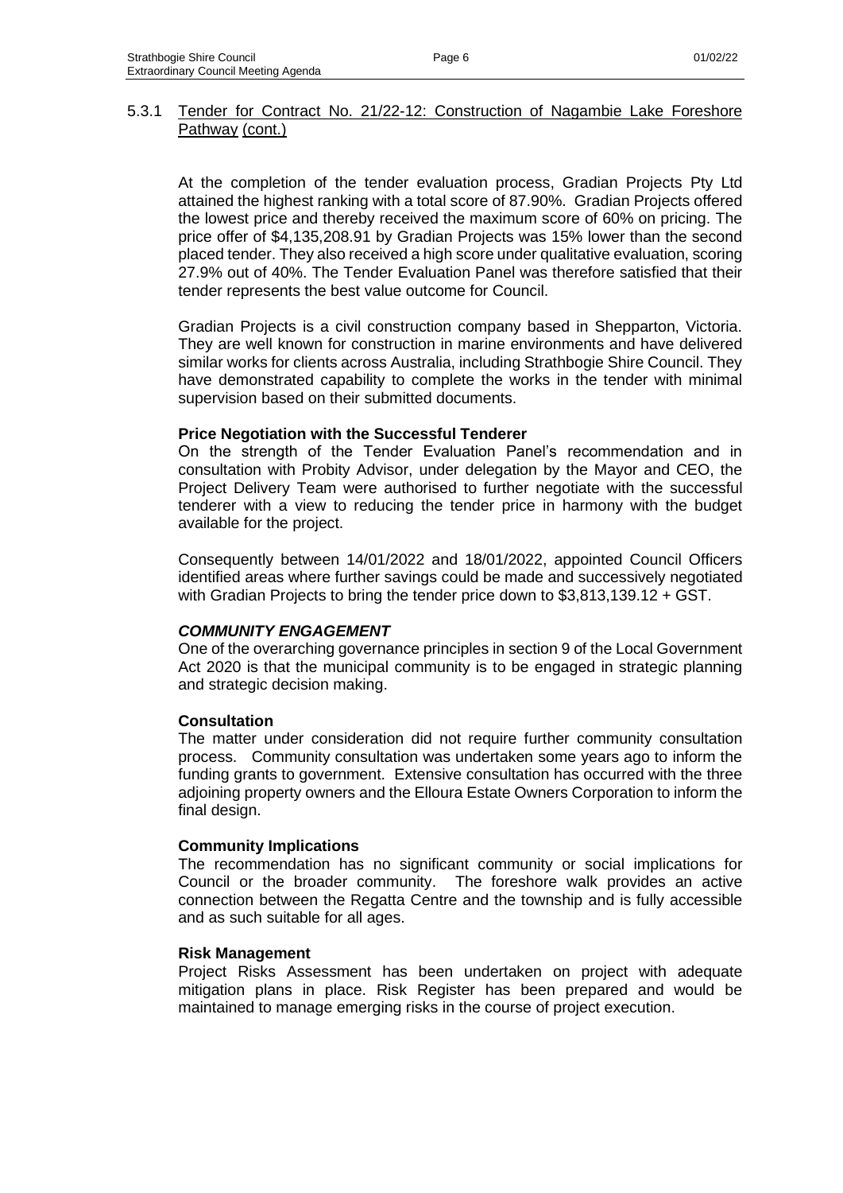### 5.3.1 Tender for Contract No. 21/22-12: Construction of Nagambie Lake Foreshore Pathway (cont.)

At the completion of the tender evaluation process, Gradian Projects Pty Ltd attained the highest ranking with a total score of 87.90%. Gradian Projects offered the lowest price and thereby received the maximum score of 60% on pricing. The price offer of $4,135,208.91 by Gradian Projects was 15% lower than the second placed tender. They also received a high score under qualitative evaluation, scoring 27.9% out of 40%. The Tender Evaluation Panel was therefore satisfied that their tender represents the best value outcome for Council.

Gradian Projects is a civil construction company based in Shepparton, Victoria. They are well known for construction in marine environments and have delivered similar works for clients across Australia, including Strathbogie Shire Council. They have demonstrated capability to complete the works in the tender with minimal supervision based on their submitted documents.

**Price Negotiation with the Successful Tenderer**

On the strength of the Tender Evaluation Panel's recommendation and in consultation with Probity Advisor, under delegation by the Mayor and CEO, the Project Delivery Team were authorised to further negotiate with the successful tenderer with a view to reducing the tender price in harmony with the budget available for the project.

Consequently between 14/01/2022 and 18/01/2022, appointed Council Officers identified areas where further savings could be made and successively negotiated with Gradian Projects to bring the tender price down to $3,813,139.12 + GST.

***COMMUNITY ENGAGEMENT***

One of the overarching governance principles in section 9 of the Local Government Act 2020 is that the municipal community is to be engaged in strategic planning and strategic decision making.

**Consultation**

The matter under consideration did not require further community consultation process. Community consultation was undertaken some years ago to inform the funding grants to government. Extensive consultation has occurred with the three adjoining property owners and the Elloura Estate Owners Corporation to inform the final design.

**Community Implications**

The recommendation has no significant community or social implications for Council or the broader community. The foreshore walk provides an active connection between the Regatta Centre and the township and is fully accessible and as such suitable for all ages.

**Risk Management**

Project Risks Assessment has been undertaken on project with adequate mitigation plans in place. Risk Register has been prepared and would be maintained to manage emerging risks in the course of project execution.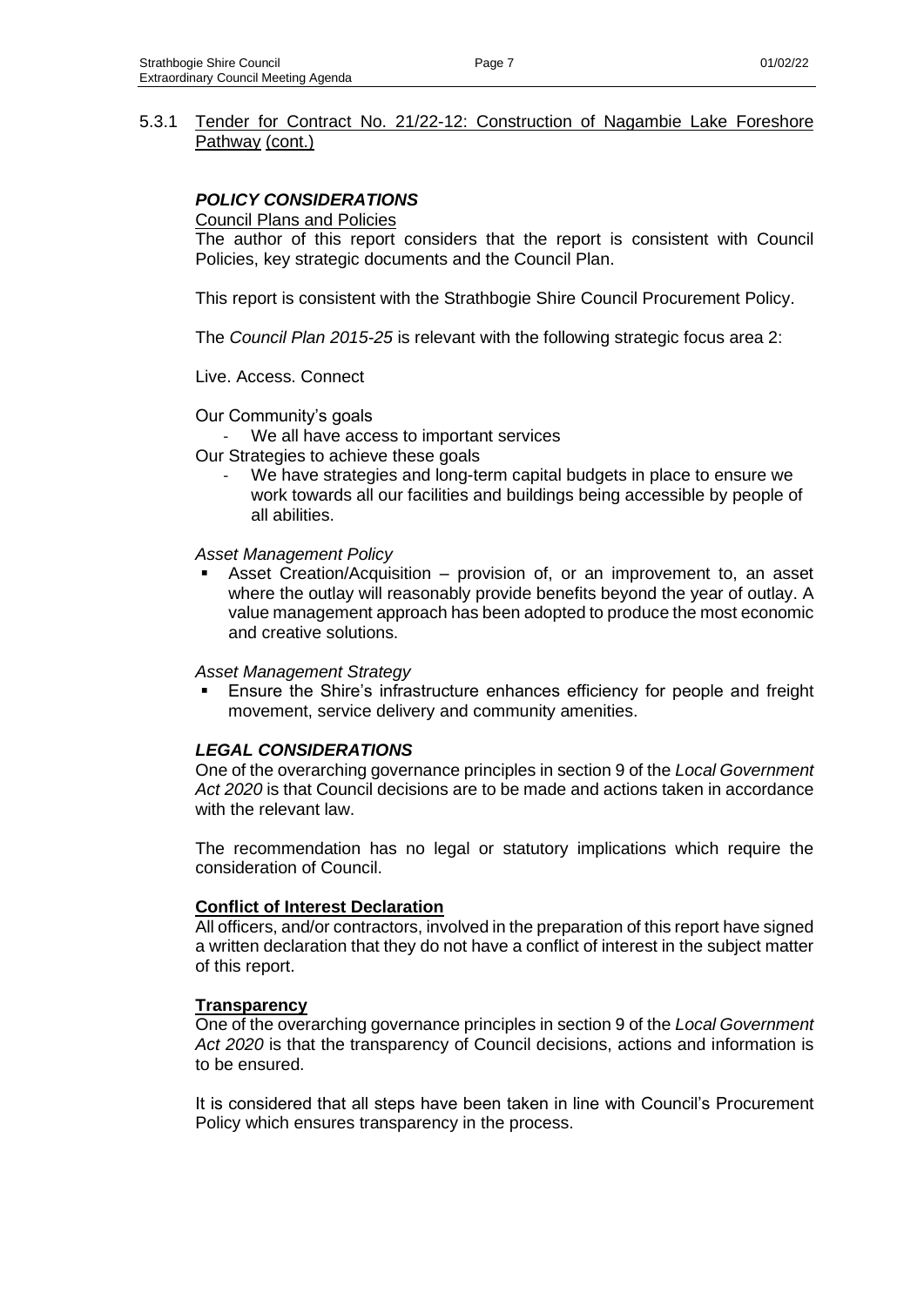### 5.3.1 Tender for Contract No. 21/22-12: Construction of Nagambie Lake Foreshore Pathway (cont.)

#### *POLICY CONSIDERATIONS*

Council Plans and Policies

The author of this report considers that the report is consistent with Council Policies, key strategic documents and the Council Plan.

This report is consistent with the Strathbogie Shire Council Procurement Policy.

The *Council Plan 2015-25* is relevant with the following strategic focus area 2:

Live. Access. Connect

Our Community's goals

- We all have access to important services

Our Strategies to achieve these goals

- We have strategies and long-term capital budgets in place to ensure we work towards all our facilities and buildings being accessible by people of all abilities.

*Asset Management Policy*

- Asset Creation/Acquisition – provision of, or an improvement to, an asset where the outlay will reasonably provide benefits beyond the year of outlay. A value management approach has been adopted to produce the most economic and creative solutions.

*Asset Management Strategy*

- Ensure the Shire's infrastructure enhances efficiency for people and freight movement, service delivery and community amenities.

#### *LEGAL CONSIDERATIONS*

One of the overarching governance principles in section 9 of the *Local Government Act 2020* is that Council decisions are to be made and actions taken in accordance with the relevant law.

The recommendation has no legal or statutory implications which require the consideration of Council.

**Conflict of Interest Declaration**

All officers, and/or contractors, involved in the preparation of this report have signed a written declaration that they do not have a conflict of interest in the subject matter of this report.

**Transparency**

One of the overarching governance principles in section 9 of the *Local Government Act 2020* is that the transparency of Council decisions, actions and information is to be ensured.

It is considered that all steps have been taken in line with Council's Procurement Policy which ensures transparency in the process.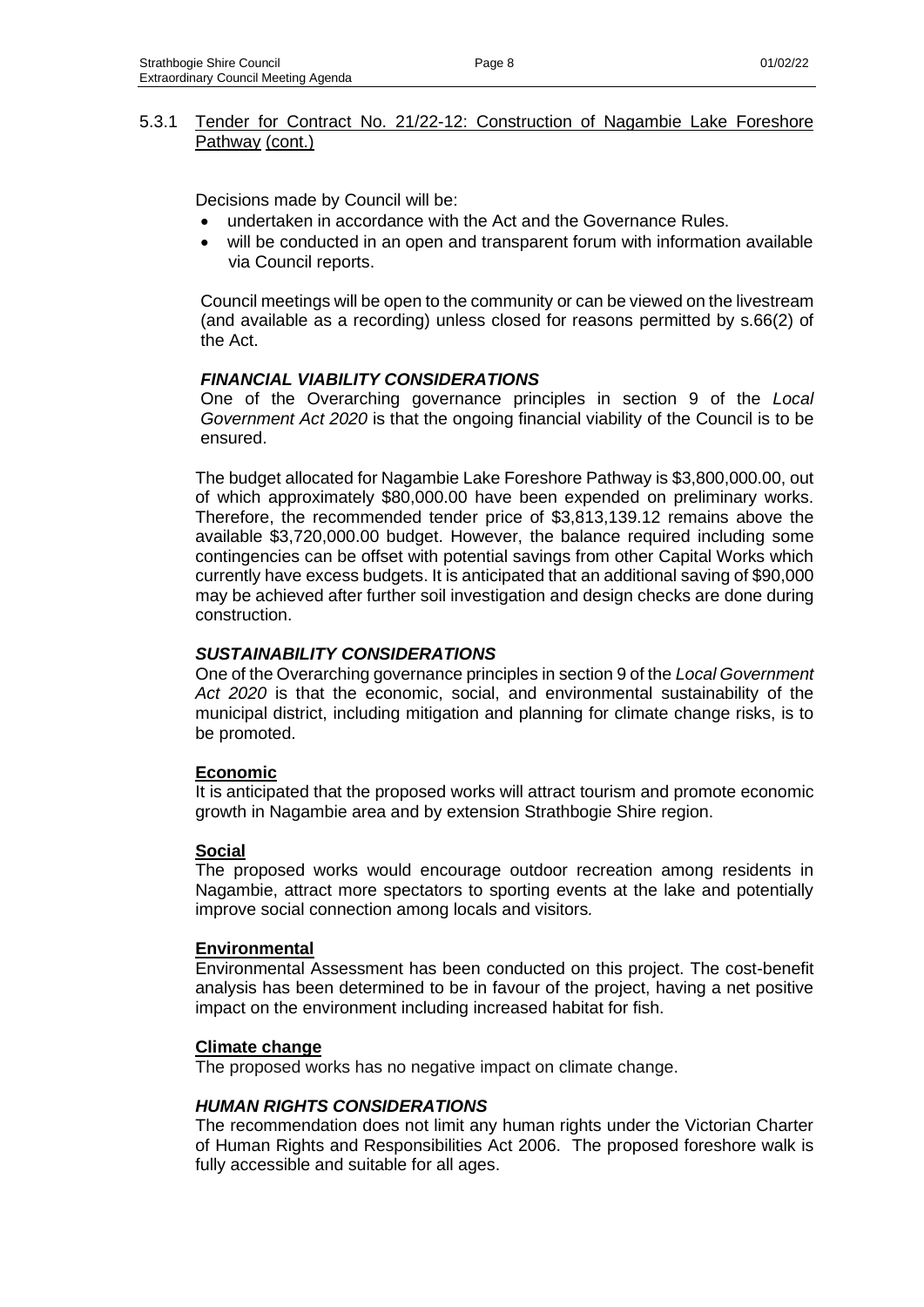5.3.1 Tender for Contract No. 21/22-12: Construction of Nagambie Lake Foreshore Pathway (cont.)

Decisions made by Council will be:

- undertaken in accordance with the Act and the Governance Rules.
- will be conducted in an open and transparent forum with information available via Council reports.

Council meetings will be open to the community or can be viewed on the livestream (and available as a recording) unless closed for reasons permitted by s.66(2) of the Act.

### *FINANCIAL VIABILITY CONSIDERATIONS*

One of the Overarching governance principles in section 9 of the *Local Government Act 2020* is that the ongoing financial viability of the Council is to be ensured.

The budget allocated for Nagambie Lake Foreshore Pathway is \$3,800,000.00, out of which approximately \$80,000.00 have been expended on preliminary works. Therefore, the recommended tender price of \$3,813,139.12 remains above the available \$3,720,000.00 budget. However, the balance required including some contingencies can be offset with potential savings from other Capital Works which currently have excess budgets. It is anticipated that an additional saving of \$90,000 may be achieved after further soil investigation and design checks are done during construction.

### *SUSTAINABILITY CONSIDERATIONS*

One of the Overarching governance principles in section 9 of the *Local Government Act 2020* is that the economic, social, and environmental sustainability of the municipal district, including mitigation and planning for climate change risks, is to be promoted.

**Economic**

It is anticipated that the proposed works will attract tourism and promote economic growth in Nagambie area and by extension Strathbogie Shire region.

**Social**

The proposed works would encourage outdoor recreation among residents in Nagambie, attract more spectators to sporting events at the lake and potentially improve social connection among locals and visitors.

**Environmental**

Environmental Assessment has been conducted on this project. The cost-benefit analysis has been determined to be in favour of the project, having a net positive impact on the environment including increased habitat for fish.

**Climate change**

The proposed works has no negative impact on climate change.

### *HUMAN RIGHTS CONSIDERATIONS*

The recommendation does not limit any human rights under the Victorian Charter of Human Rights and Responsibilities Act 2006. The proposed foreshore walk is fully accessible and suitable for all ages.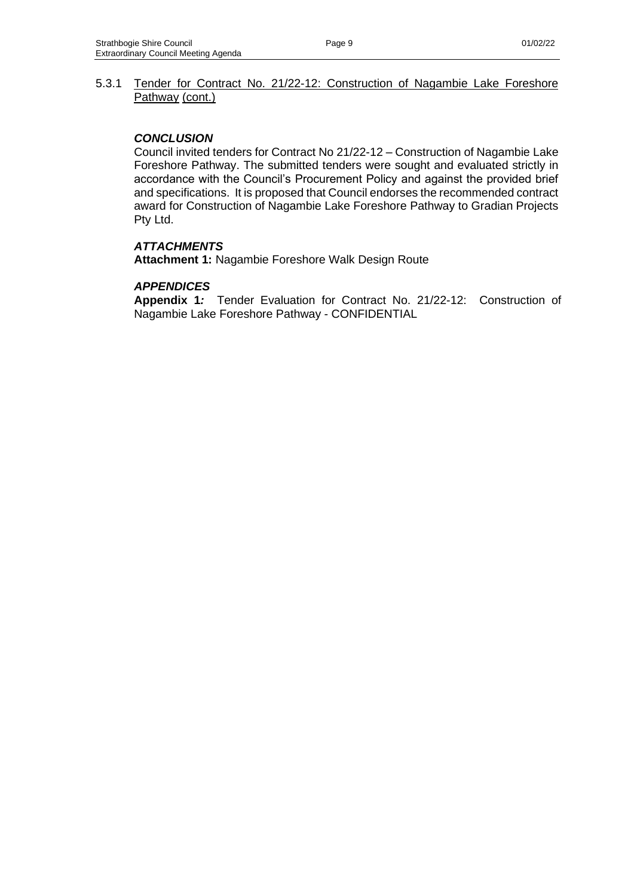5.3.1 Tender for Contract No. 21/22-12: Construction of Nagambie Lake Foreshore Pathway (cont.)

### *CONCLUSION*

Council invited tenders for Contract No 21/22-12 – Construction of Nagambie Lake Foreshore Pathway. The submitted tenders were sought and evaluated strictly in accordance with the Council's Procurement Policy and against the provided brief and specifications. It is proposed that Council endorses the recommended contract award for Construction of Nagambie Lake Foreshore Pathway to Gradian Projects Pty Ltd.

### *ATTACHMENTS*

**Attachment 1:** Nagambie Foreshore Walk Design Route

### *APPENDICES*

**Appendix 1***:* Tender Evaluation for Contract No. 21/22-12: Construction of Nagambie Lake Foreshore Pathway - CONFIDENTIAL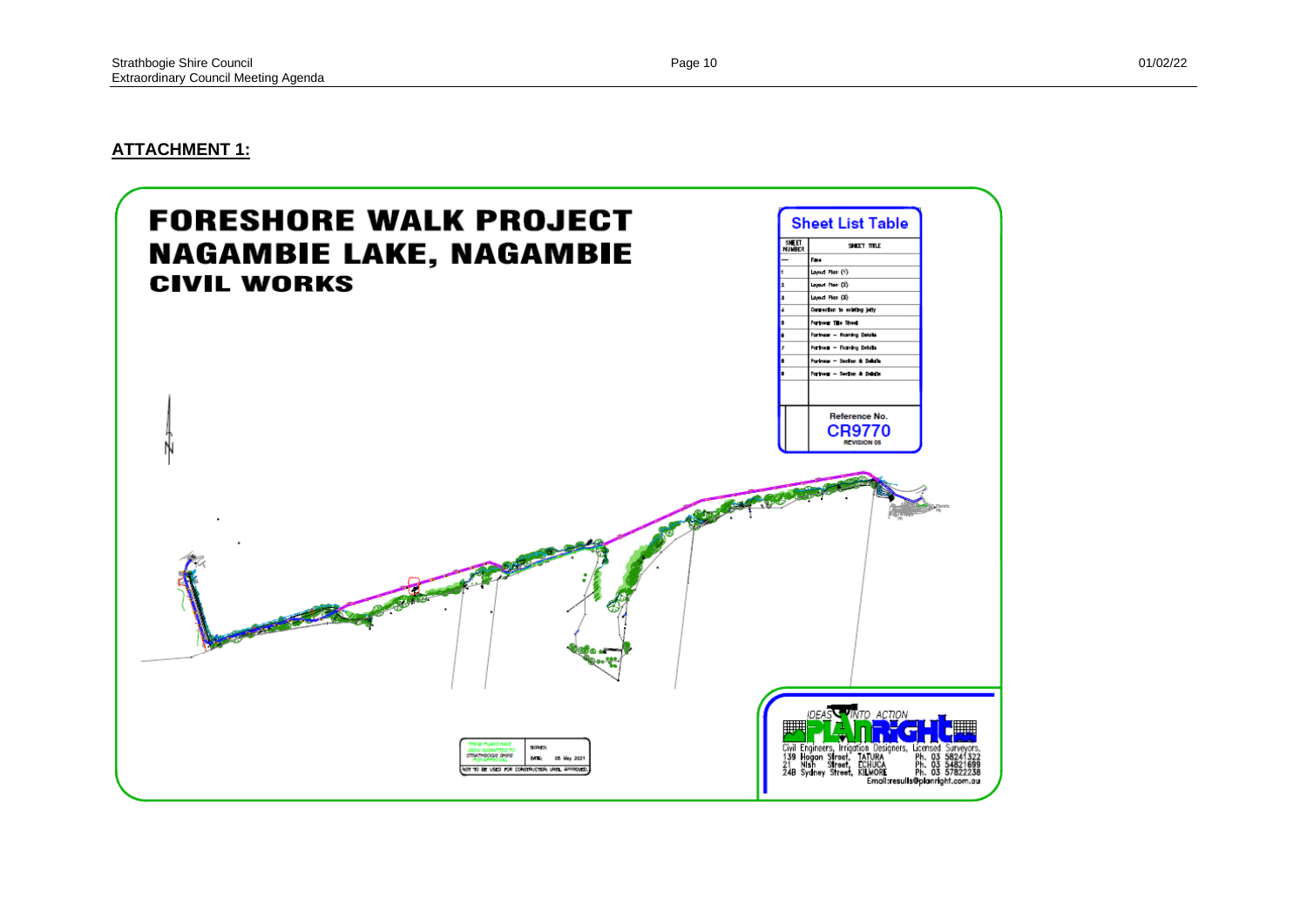**ATTACHMENT 1:**

# FORESHORE WALK PROJECT
# NAGAMBIE LAKE, NAGAMBIE
## CIVIL WORKS

**Sheet List Table**

| SHEET NUMBER | SHEET TITLE |
|---|---|
| — | Face |
| 1 | Layout Plan (1) |
| 2 | Layout Plan (2) |
| 3 | Layout Plan (3) |
| 4 | Connection to existing jetty |
| 5 | Fortress Tile Sheet |
| 6 | Fortress – Framing Details |
| 7 | Fortress – Framing Details |
| 8 | Fortress – Section & Details |
| 9 | Fortress – Section & Details |

Reference No.
**CR9770**
REVISION 05

N

THESE PLANS HAVE BEEN SUBMITTED TO STRATHBOGIE SHIRE FOR APPROVAL
SIGNED:
DATE: 05 May 2021
NOT TO BE USED FOR CONSTRUCTION UNTIL APPROVED

IDEAS INTO ACTION
PLANRIGHT
Civil Engineers, Irrigation Designers, Licensed Surveyors.
139 Hogan Street, TATURA Ph. 03 58241322
21 Nish Street, ECHUCA Ph. 03 54821699
24B Sydney Street, KILMORE Ph. 03 57822238
Email:results@planright.com.au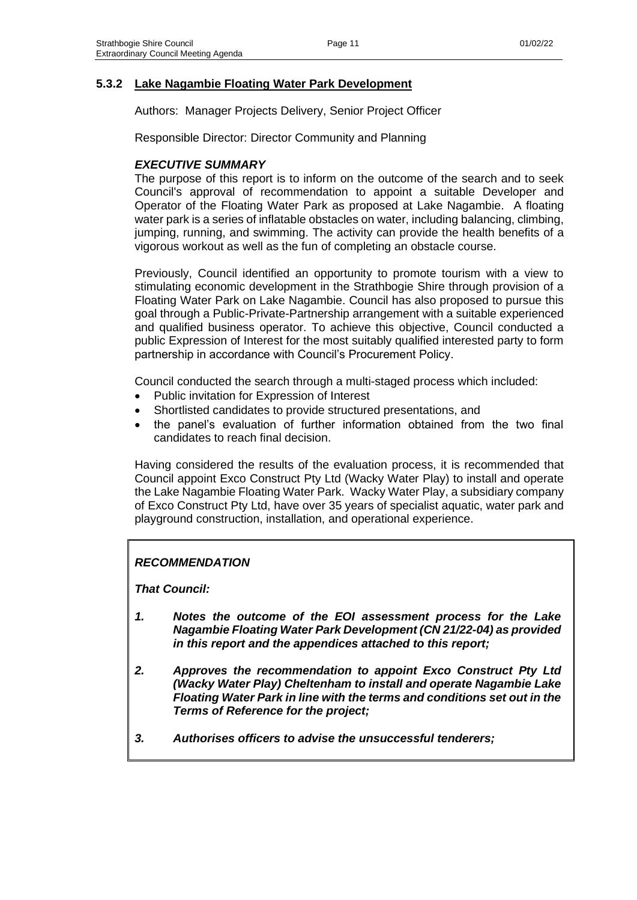### 5.3.2 Lake Nagambie Floating Water Park Development

Authors: Manager Projects Delivery, Senior Project Officer

Responsible Director: Director Community and Planning

***EXECUTIVE SUMMARY***

The purpose of this report is to inform on the outcome of the search and to seek Council's approval of recommendation to appoint a suitable Developer and Operator of the Floating Water Park as proposed at Lake Nagambie. A floating water park is a series of inflatable obstacles on water, including balancing, climbing, jumping, running, and swimming. The activity can provide the health benefits of a vigorous workout as well as the fun of completing an obstacle course.

Previously, Council identified an opportunity to promote tourism with a view to stimulating economic development in the Strathbogie Shire through provision of a Floating Water Park on Lake Nagambie. Council has also proposed to pursue this goal through a Public-Private-Partnership arrangement with a suitable experienced and qualified business operator. To achieve this objective, Council conducted a public Expression of Interest for the most suitably qualified interested party to form partnership in accordance with Council's Procurement Policy.

Council conducted the search through a multi-staged process which included:

- Public invitation for Expression of Interest
- Shortlisted candidates to provide structured presentations, and
- the panel's evaluation of further information obtained from the two final candidates to reach final decision.

Having considered the results of the evaluation process, it is recommended that Council appoint Exco Construct Pty Ltd (Wacky Water Play) to install and operate the Lake Nagambie Floating Water Park. Wacky Water Play, a subsidiary company of Exco Construct Pty Ltd, have over 35 years of specialist aquatic, water park and playground construction, installation, and operational experience.

***RECOMMENDATION***

***That Council:***

1. ***Notes the outcome of the EOI assessment process for the Lake Nagambie Floating Water Park Development (CN 21/22-04) as provided in this report and the appendices attached to this report;***

2. ***Approves the recommendation to appoint Exco Construct Pty Ltd (Wacky Water Play) Cheltenham to install and operate Nagambie Lake Floating Water Park in line with the terms and conditions set out in the Terms of Reference for the project;***

3. ***Authorises officers to advise the unsuccessful tenderers;***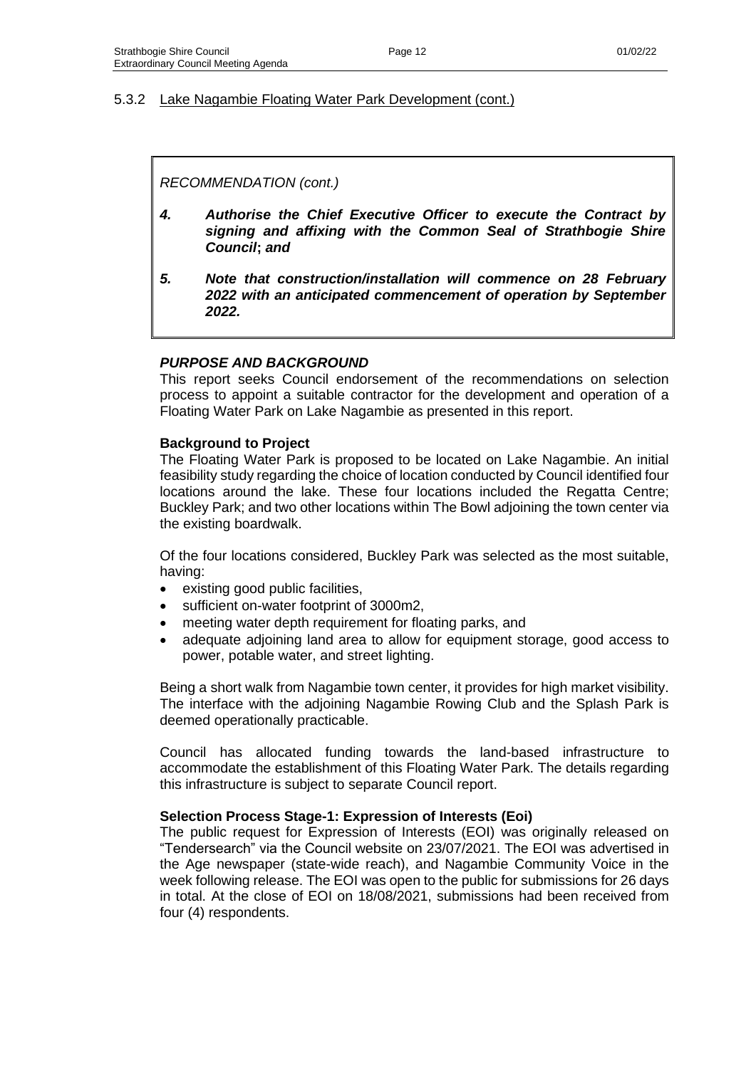### 5.3.2 Lake Nagambie Floating Water Park Development (cont.)

> *RECOMMENDATION (cont.)*
>
> ***4. Authorise the Chief Executive Officer to execute the Contract by signing and affixing with the Common Seal of Strathbogie Shire Council; and***
>
> ***5. Note that construction/installation will commence on 28 February 2022 with an anticipated commencement of operation by September 2022.***

***PURPOSE AND BACKGROUND***

This report seeks Council endorsement of the recommendations on selection process to appoint a suitable contractor for the development and operation of a Floating Water Park on Lake Nagambie as presented in this report.

**Background to Project**

The Floating Water Park is proposed to be located on Lake Nagambie. An initial feasibility study regarding the choice of location conducted by Council identified four locations around the lake. These four locations included the Regatta Centre; Buckley Park; and two other locations within The Bowl adjoining the town center via the existing boardwalk.

Of the four locations considered, Buckley Park was selected as the most suitable, having:

- existing good public facilities,
- sufficient on-water footprint of 3000m2,
- meeting water depth requirement for floating parks, and
- adequate adjoining land area to allow for equipment storage, good access to power, potable water, and street lighting.

Being a short walk from Nagambie town center, it provides for high market visibility. The interface with the adjoining Nagambie Rowing Club and the Splash Park is deemed operationally practicable.

Council has allocated funding towards the land-based infrastructure to accommodate the establishment of this Floating Water Park. The details regarding this infrastructure is subject to separate Council report.

**Selection Process Stage-1: Expression of Interests (Eoi)**

The public request for Expression of Interests (EOI) was originally released on "Tendersearch" via the Council website on 23/07/2021. The EOI was advertised in the Age newspaper (state-wide reach), and Nagambie Community Voice in the week following release. The EOI was open to the public for submissions for 26 days in total. At the close of EOI on 18/08/2021, submissions had been received from four (4) respondents.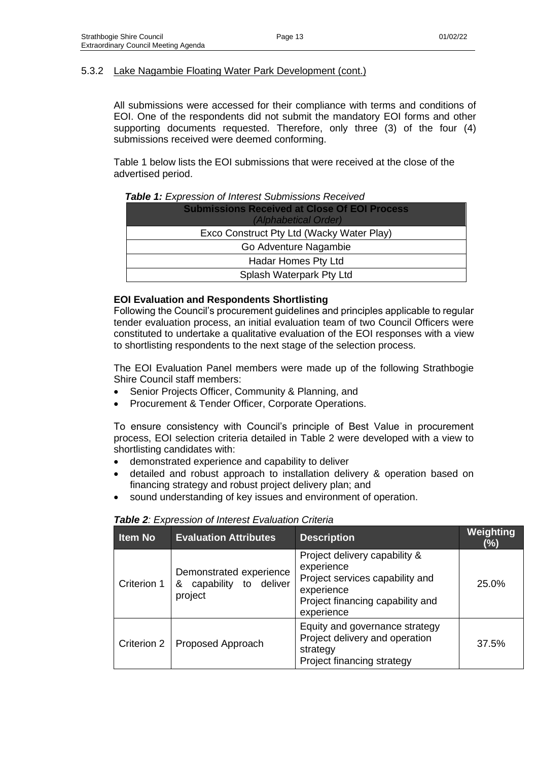### 5.3.2 Lake Nagambie Floating Water Park Development (cont.)

All submissions were accessed for their compliance with terms and conditions of EOI. One of the respondents did not submit the mandatory EOI forms and other supporting documents requested. Therefore, only three (3) of the four (4) submissions received were deemed conforming.

Table 1 below lists the EOI submissions that were received at the close of the advertised period.

***Table 1:*** *Expression of Interest Submissions Received*

| **Submissions Received at Close Of EOI Process** *(Alphabetical Order)* |
|---|
| Exco Construct Pty Ltd (Wacky Water Play) |
| Go Adventure Nagambie |
| Hadar Homes Pty Ltd |
| Splash Waterpark Pty Ltd |

**EOI Evaluation and Respondents Shortlisting**

Following the Council's procurement guidelines and principles applicable to regular tender evaluation process, an initial evaluation team of two Council Officers were constituted to undertake a qualitative evaluation of the EOI responses with a view to shortlisting respondents to the next stage of the selection process.

The EOI Evaluation Panel members were made up of the following Strathbogie Shire Council staff members:

- Senior Projects Officer, Community & Planning, and
- Procurement & Tender Officer, Corporate Operations.

To ensure consistency with Council's principle of Best Value in procurement process, EOI selection criteria detailed in Table 2 were developed with a view to shortlisting candidates with:

- demonstrated experience and capability to deliver
- detailed and robust approach to installation delivery & operation based on financing strategy and robust project delivery plan; and
- sound understanding of key issues and environment of operation.

***Table 2****: Expression of Interest Evaluation Criteria*

| Item No | Evaluation Attributes | Description | Weighting (%) |
|---|---|---|---|
| Criterion 1 | Demonstrated experience & capability to deliver project | Project delivery capability & experience<br>Project services capability and experience<br>Project financing capability and experience | 25.0% |
| Criterion 2 | Proposed Approach | Equity and governance strategy<br>Project delivery and operation strategy<br>Project financing strategy | 37.5% |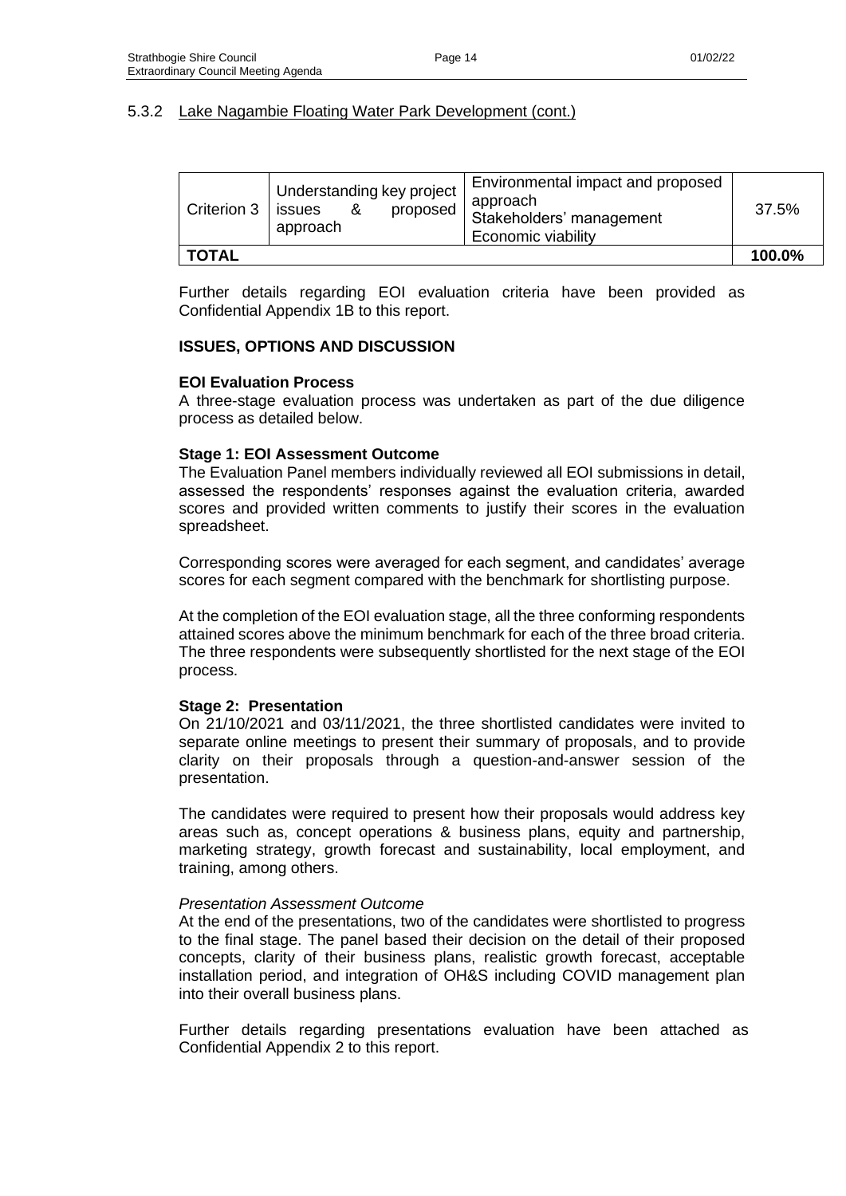### 5.3.2 Lake Nagambie Floating Water Park Development (cont.)

| | | | |
|---|---|---|---|
| Criterion 3 | Understanding key project issues & proposed approach | Environmental impact and proposed approach<br>Stakeholders' management<br>Economic viability | 37.5% |
| **TOTAL** | | | **100.0%** |

Further details regarding EOI evaluation criteria have been provided as Confidential Appendix 1B to this report.

**ISSUES, OPTIONS AND DISCUSSION**

**EOI Evaluation Process**

A three-stage evaluation process was undertaken as part of the due diligence process as detailed below.

**Stage 1: EOI Assessment Outcome**

The Evaluation Panel members individually reviewed all EOI submissions in detail, assessed the respondents' responses against the evaluation criteria, awarded scores and provided written comments to justify their scores in the evaluation spreadsheet.

Corresponding scores were averaged for each segment, and candidates' average scores for each segment compared with the benchmark for shortlisting purpose.

At the completion of the EOI evaluation stage, all the three conforming respondents attained scores above the minimum benchmark for each of the three broad criteria. The three respondents were subsequently shortlisted for the next stage of the EOI process.

**Stage 2: Presentation**

On 21/10/2021 and 03/11/2021, the three shortlisted candidates were invited to separate online meetings to present their summary of proposals, and to provide clarity on their proposals through a question-and-answer session of the presentation.

The candidates were required to present how their proposals would address key areas such as, concept operations & business plans, equity and partnership, marketing strategy, growth forecast and sustainability, local employment, and training, among others.

*Presentation Assessment Outcome*

At the end of the presentations, two of the candidates were shortlisted to progress to the final stage. The panel based their decision on the detail of their proposed concepts, clarity of their business plans, realistic growth forecast, acceptable installation period, and integration of OH&S including COVID management plan into their overall business plans.

Further details regarding presentations evaluation have been attached as Confidential Appendix 2 to this report.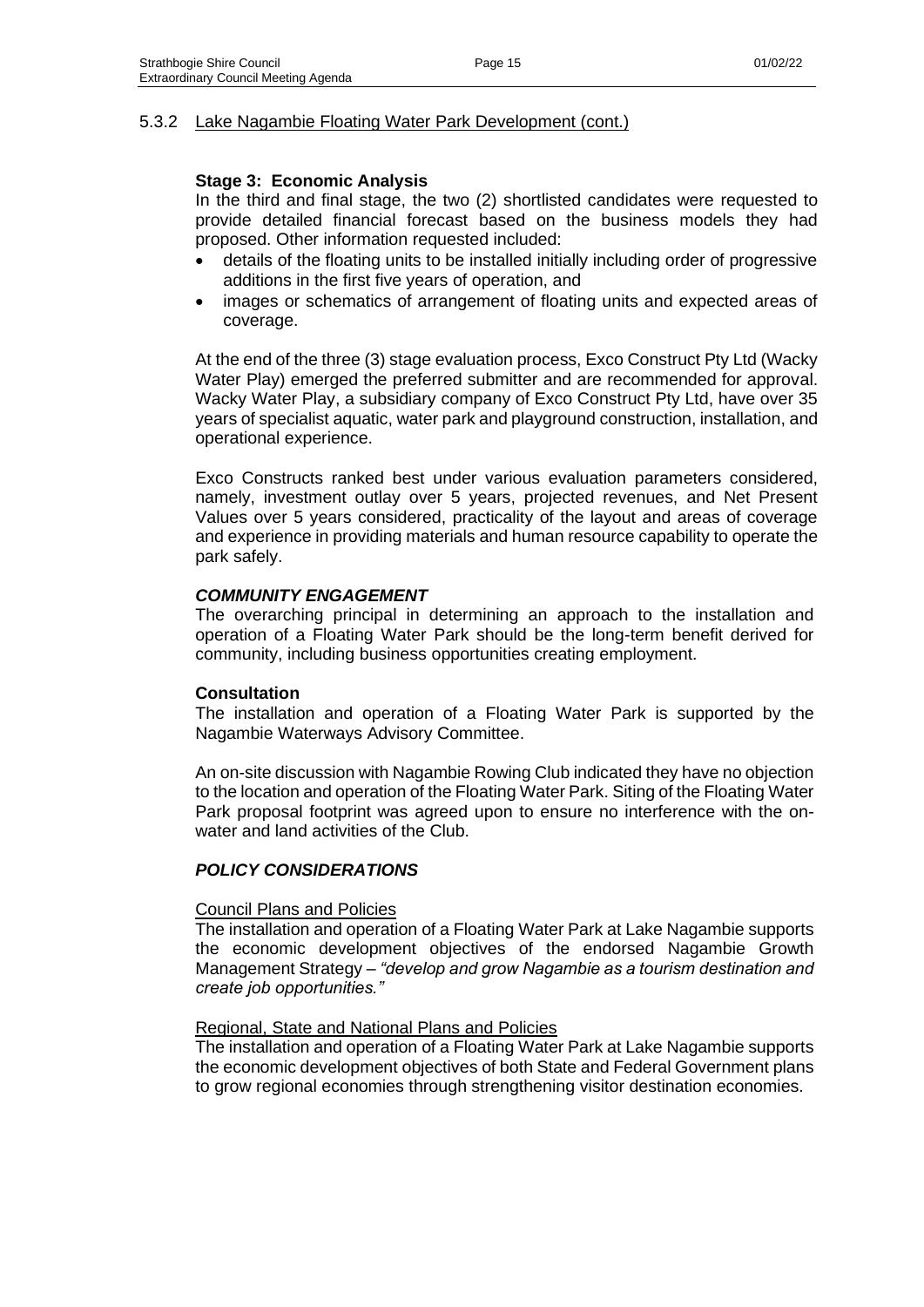### 5.3.2 Lake Nagambie Floating Water Park Development (cont.)

**Stage 3: Economic Analysis**

In the third and final stage, the two (2) shortlisted candidates were requested to provide detailed financial forecast based on the business models they had proposed. Other information requested included:

- details of the floating units to be installed initially including order of progressive additions in the first five years of operation, and
- images or schematics of arrangement of floating units and expected areas of coverage.

At the end of the three (3) stage evaluation process, Exco Construct Pty Ltd (Wacky Water Play) emerged the preferred submitter and are recommended for approval. Wacky Water Play, a subsidiary company of Exco Construct Pty Ltd, have over 35 years of specialist aquatic, water park and playground construction, installation, and operational experience.

Exco Constructs ranked best under various evaluation parameters considered, namely, investment outlay over 5 years, projected revenues, and Net Present Values over 5 years considered, practicality of the layout and areas of coverage and experience in providing materials and human resource capability to operate the park safely.

***COMMUNITY ENGAGEMENT***

The overarching principal in determining an approach to the installation and operation of a Floating Water Park should be the long-term benefit derived for community, including business opportunities creating employment.

**Consultation**

The installation and operation of a Floating Water Park is supported by the Nagambie Waterways Advisory Committee.

An on-site discussion with Nagambie Rowing Club indicated they have no objection to the location and operation of the Floating Water Park. Siting of the Floating Water Park proposal footprint was agreed upon to ensure no interference with the on-water and land activities of the Club.

***POLICY CONSIDERATIONS***

Council Plans and Policies

The installation and operation of a Floating Water Park at Lake Nagambie supports the economic development objectives of the endorsed Nagambie Growth Management Strategy – *"develop and grow Nagambie as a tourism destination and create job opportunities."*

Regional, State and National Plans and Policies

The installation and operation of a Floating Water Park at Lake Nagambie supports the economic development objectives of both State and Federal Government plans to grow regional economies through strengthening visitor destination economies.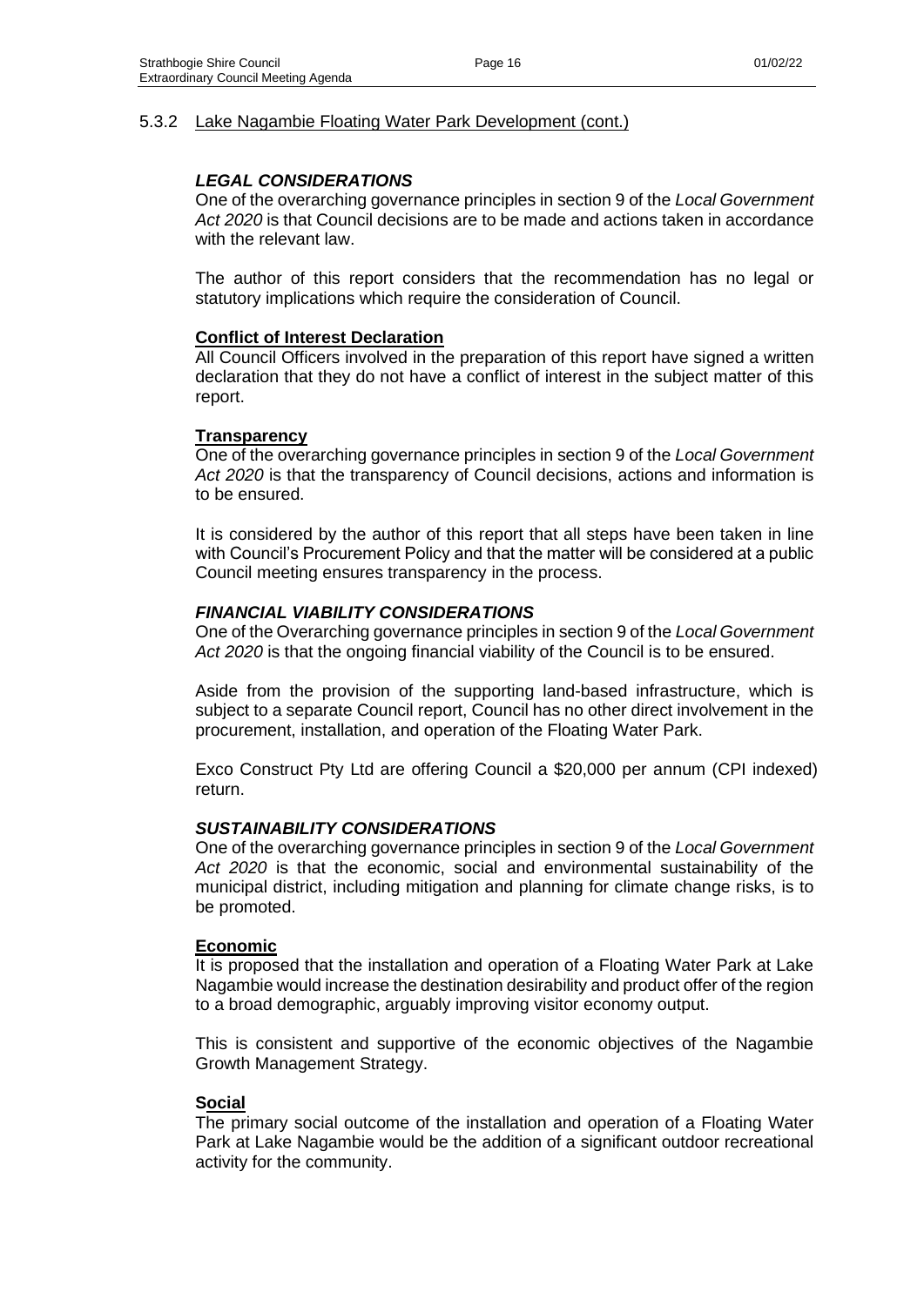5.3.2 Lake Nagambie Floating Water Park Development (cont.)

### *LEGAL CONSIDERATIONS*

One of the overarching governance principles in section 9 of the *Local Government Act 2020* is that Council decisions are to be made and actions taken in accordance with the relevant law.

The author of this report considers that the recommendation has no legal or statutory implications which require the consideration of Council.

#### **Conflict of Interest Declaration**

All Council Officers involved in the preparation of this report have signed a written declaration that they do not have a conflict of interest in the subject matter of this report.

#### **Transparency**

One of the overarching governance principles in section 9 of the *Local Government Act 2020* is that the transparency of Council decisions, actions and information is to be ensured.

It is considered by the author of this report that all steps have been taken in line with Council's Procurement Policy and that the matter will be considered at a public Council meeting ensures transparency in the process.

### *FINANCIAL VIABILITY CONSIDERATIONS*

One of the Overarching governance principles in section 9 of the *Local Government Act 2020* is that the ongoing financial viability of the Council is to be ensured.

Aside from the provision of the supporting land-based infrastructure, which is subject to a separate Council report, Council has no other direct involvement in the procurement, installation, and operation of the Floating Water Park.

Exco Construct Pty Ltd are offering Council a $20,000 per annum (CPI indexed) return.

### *SUSTAINABILITY CONSIDERATIONS*

One of the overarching governance principles in section 9 of the *Local Government Act 2020* is that the economic, social and environmental sustainability of the municipal district, including mitigation and planning for climate change risks, is to be promoted.

#### **Economic**

It is proposed that the installation and operation of a Floating Water Park at Lake Nagambie would increase the destination desirability and product offer of the region to a broad demographic, arguably improving visitor economy output.

This is consistent and supportive of the economic objectives of the Nagambie Growth Management Strategy.

#### **Social**

The primary social outcome of the installation and operation of a Floating Water Park at Lake Nagambie would be the addition of a significant outdoor recreational activity for the community.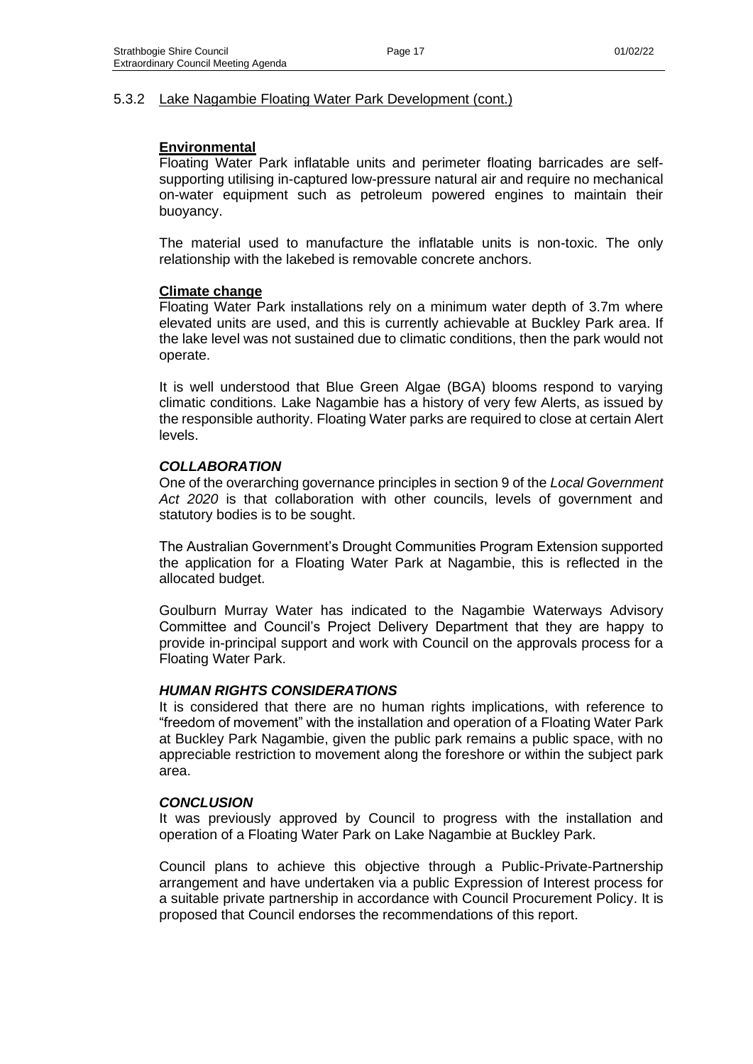## 5.3.2 Lake Nagambie Floating Water Park Development (cont.)

**Environmental**

Floating Water Park inflatable units and perimeter floating barricades are self-supporting utilising in-captured low-pressure natural air and require no mechanical on-water equipment such as petroleum powered engines to maintain their buoyancy.

The material used to manufacture the inflatable units is non-toxic. The only relationship with the lakebed is removable concrete anchors.

**Climate change**

Floating Water Park installations rely on a minimum water depth of 3.7m where elevated units are used, and this is currently achievable at Buckley Park area. If the lake level was not sustained due to climatic conditions, then the park would not operate.

It is well understood that Blue Green Algae (BGA) blooms respond to varying climatic conditions. Lake Nagambie has a history of very few Alerts, as issued by the responsible authority. Floating Water parks are required to close at certain Alert levels.

***COLLABORATION***

One of the overarching governance principles in section 9 of the *Local Government Act 2020* is that collaboration with other councils, levels of government and statutory bodies is to be sought.

The Australian Government's Drought Communities Program Extension supported the application for a Floating Water Park at Nagambie, this is reflected in the allocated budget.

Goulburn Murray Water has indicated to the Nagambie Waterways Advisory Committee and Council's Project Delivery Department that they are happy to provide in-principal support and work with Council on the approvals process for a Floating Water Park.

***HUMAN RIGHTS CONSIDERATIONS***

It is considered that there are no human rights implications, with reference to "freedom of movement" with the installation and operation of a Floating Water Park at Buckley Park Nagambie, given the public park remains a public space, with no appreciable restriction to movement along the foreshore or within the subject park area.

***CONCLUSION***

It was previously approved by Council to progress with the installation and operation of a Floating Water Park on Lake Nagambie at Buckley Park.

Council plans to achieve this objective through a Public-Private-Partnership arrangement and have undertaken via a public Expression of Interest process for a suitable private partnership in accordance with Council Procurement Policy. It is proposed that Council endorses the recommendations of this report.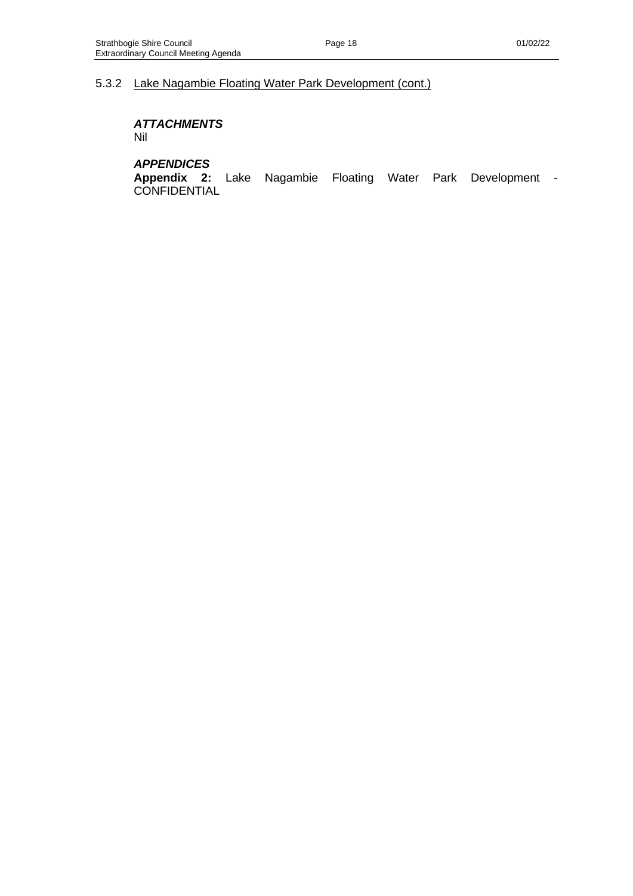## 5.3.2 Lake Nagambie Floating Water Park Development (cont.)

***ATTACHMENTS***
Nil

***APPENDICES***
**Appendix 2:** Lake Nagambie Floating Water Park Development - CONFIDENTIAL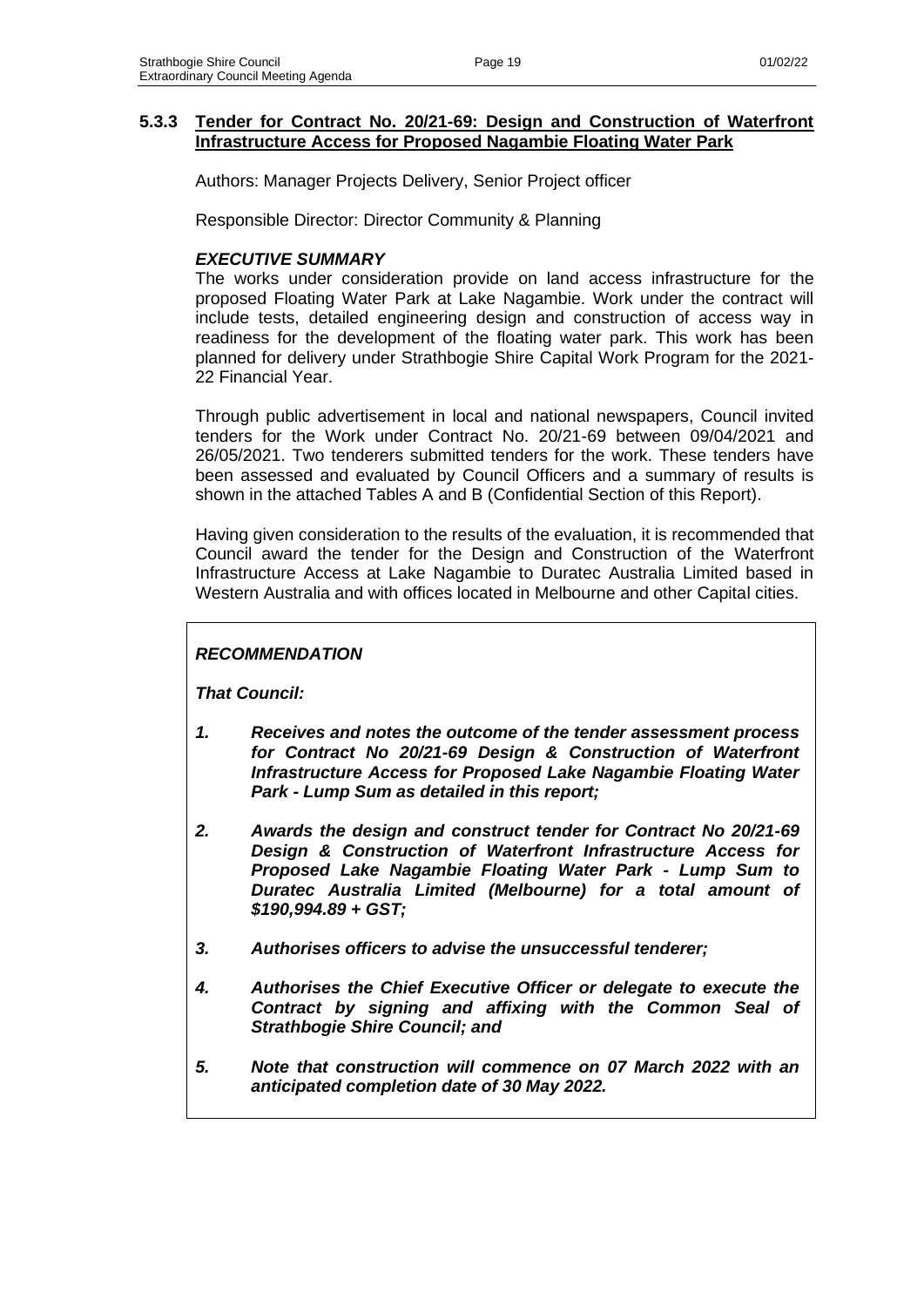### 5.3.3 Tender for Contract No. 20/21-69: Design and Construction of Waterfront Infrastructure Access for Proposed Nagambie Floating Water Park

Authors: Manager Projects Delivery, Senior Project officer

Responsible Director: Director Community & Planning

#### *EXECUTIVE SUMMARY*

The works under consideration provide on land access infrastructure for the proposed Floating Water Park at Lake Nagambie. Work under the contract will include tests, detailed engineering design and construction of access way in readiness for the development of the floating water park. This work has been planned for delivery under Strathbogie Shire Capital Work Program for the 2021-22 Financial Year.

Through public advertisement in local and national newspapers, Council invited tenders for the Work under Contract No. 20/21-69 between 09/04/2021 and 26/05/2021. Two tenderers submitted tenders for the work. These tenders have been assessed and evaluated by Council Officers and a summary of results is shown in the attached Tables A and B (Confidential Section of this Report).

Having given consideration to the results of the evaluation, it is recommended that Council award the tender for the Design and Construction of the Waterfront Infrastructure Access at Lake Nagambie to Duratec Australia Limited based in Western Australia and with offices located in Melbourne and other Capital cities.

#### *RECOMMENDATION*

***That Council:***

1. ***Receives and notes the outcome of the tender assessment process for Contract No 20/21-69 Design & Construction of Waterfront Infrastructure Access for Proposed Lake Nagambie Floating Water Park - Lump Sum as detailed in this report;***
2. ***Awards the design and construct tender for Contract No 20/21-69 Design & Construction of Waterfront Infrastructure Access for Proposed Lake Nagambie Floating Water Park - Lump Sum to Duratec Australia Limited (Melbourne) for a total amount of $190,994.89 + GST;***
3. ***Authorises officers to advise the unsuccessful tenderer;***
4. ***Authorises the Chief Executive Officer or delegate to execute the Contract by signing and affixing with the Common Seal of Strathbogie Shire Council; and***
5. ***Note that construction will commence on 07 March 2022 with an anticipated completion date of 30 May 2022.***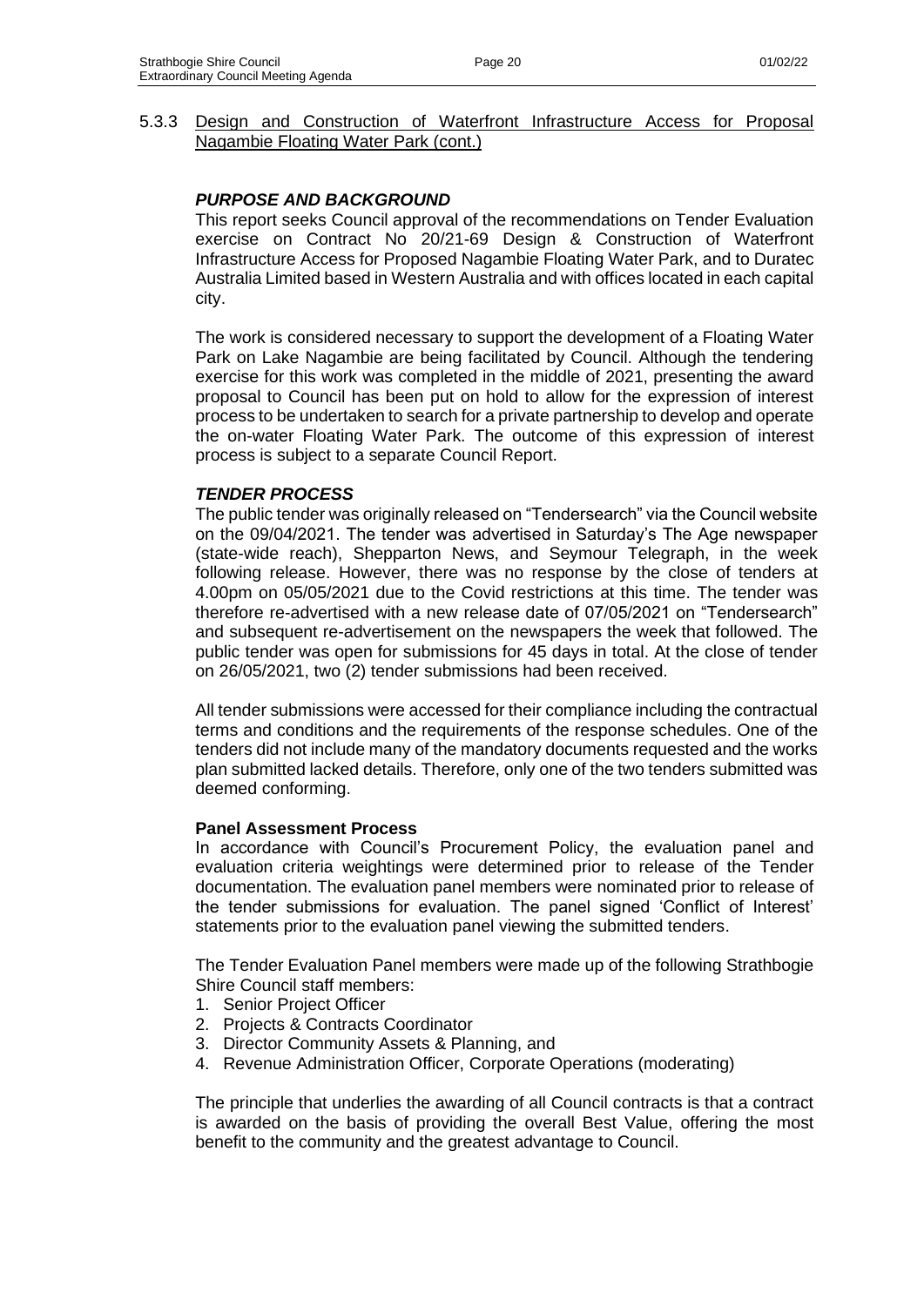### 5.3.3 Design and Construction of Waterfront Infrastructure Access for Proposal Nagambie Floating Water Park (cont.)

***PURPOSE AND BACKGROUND***

This report seeks Council approval of the recommendations on Tender Evaluation exercise on Contract No 20/21-69 Design & Construction of Waterfront Infrastructure Access for Proposed Nagambie Floating Water Park, and to Duratec Australia Limited based in Western Australia and with offices located in each capital city.

The work is considered necessary to support the development of a Floating Water Park on Lake Nagambie are being facilitated by Council. Although the tendering exercise for this work was completed in the middle of 2021, presenting the award proposal to Council has been put on hold to allow for the expression of interest process to be undertaken to search for a private partnership to develop and operate the on-water Floating Water Park. The outcome of this expression of interest process is subject to a separate Council Report.

***TENDER PROCESS***

The public tender was originally released on "Tendersearch" via the Council website on the 09/04/2021. The tender was advertised in Saturday's The Age newspaper (state-wide reach), Shepparton News, and Seymour Telegraph, in the week following release. However, there was no response by the close of tenders at 4.00pm on 05/05/2021 due to the Covid restrictions at this time. The tender was therefore re-advertised with a new release date of 07/05/2021 on "Tendersearch" and subsequent re-advertisement on the newspapers the week that followed. The public tender was open for submissions for 45 days in total. At the close of tender on 26/05/2021, two (2) tender submissions had been received.

All tender submissions were accessed for their compliance including the contractual terms and conditions and the requirements of the response schedules. One of the tenders did not include many of the mandatory documents requested and the works plan submitted lacked details. Therefore, only one of the two tenders submitted was deemed conforming.

**Panel Assessment Process**

In accordance with Council's Procurement Policy, the evaluation panel and evaluation criteria weightings were determined prior to release of the Tender documentation. The evaluation panel members were nominated prior to release of the tender submissions for evaluation. The panel signed 'Conflict of Interest' statements prior to the evaluation panel viewing the submitted tenders.

The Tender Evaluation Panel members were made up of the following Strathbogie Shire Council staff members:

1. Senior Project Officer
2. Projects & Contracts Coordinator
3. Director Community Assets & Planning, and
4. Revenue Administration Officer, Corporate Operations (moderating)

The principle that underlies the awarding of all Council contracts is that a contract is awarded on the basis of providing the overall Best Value, offering the most benefit to the community and the greatest advantage to Council.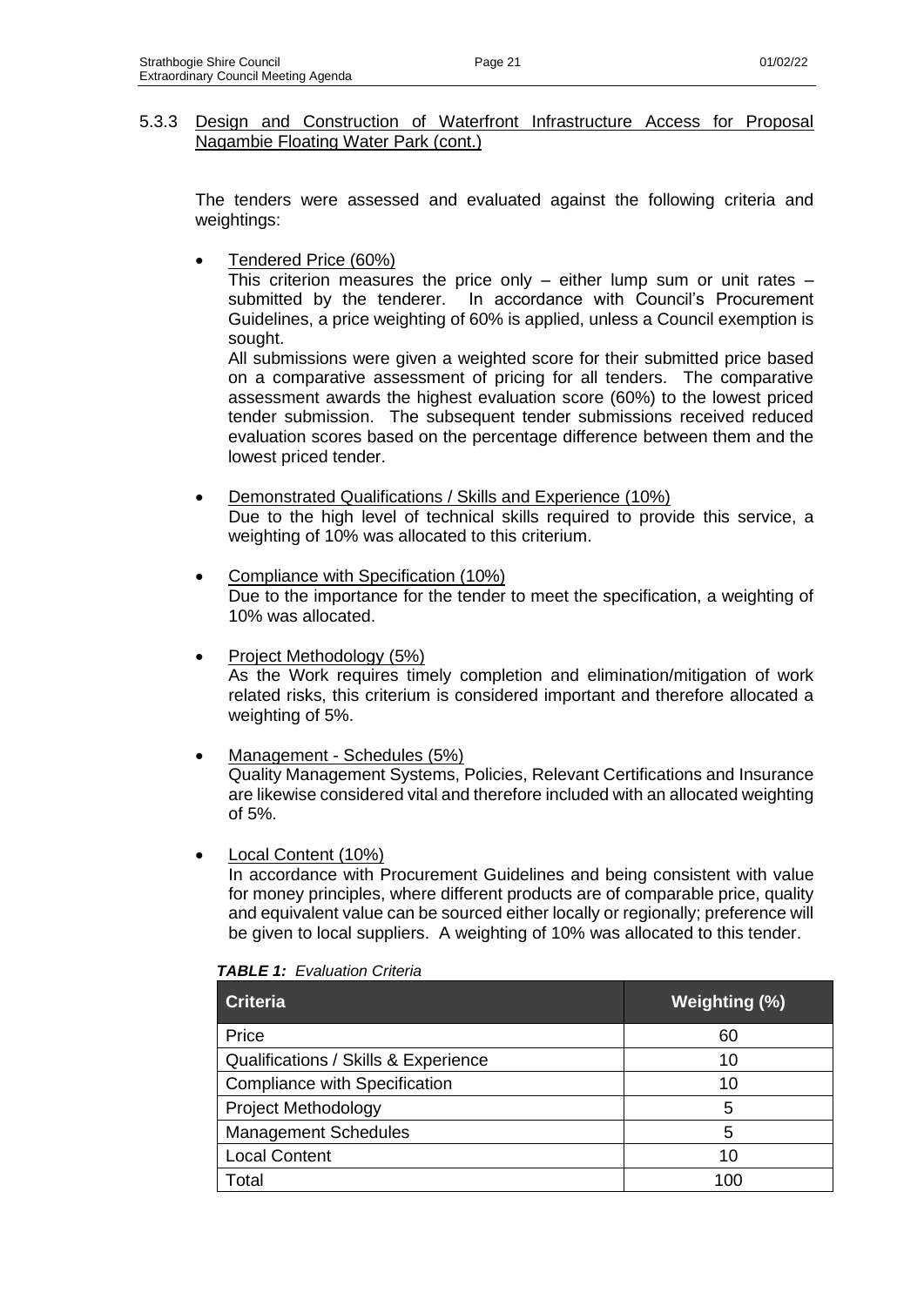### 5.3.3 Design and Construction of Waterfront Infrastructure Access for Proposal Nagambie Floating Water Park (cont.)

The tenders were assessed and evaluated against the following criteria and weightings:

- Tendered Price (60%)
  This criterion measures the price only – either lump sum or unit rates – submitted by the tenderer. In accordance with Council's Procurement Guidelines, a price weighting of 60% is applied, unless a Council exemption is sought.
  All submissions were given a weighted score for their submitted price based on a comparative assessment of pricing for all tenders. The comparative assessment awards the highest evaluation score (60%) to the lowest priced tender submission. The subsequent tender submissions received reduced evaluation scores based on the percentage difference between them and the lowest priced tender.

- Demonstrated Qualifications / Skills and Experience (10%)
  Due to the high level of technical skills required to provide this service, a weighting of 10% was allocated to this criterium.

- Compliance with Specification (10%)
  Due to the importance for the tender to meet the specification, a weighting of 10% was allocated.

- Project Methodology (5%)
  As the Work requires timely completion and elimination/mitigation of work related risks, this criterium is considered important and therefore allocated a weighting of 5%.

- Management - Schedules (5%)
  Quality Management Systems, Policies, Relevant Certifications and Insurance are likewise considered vital and therefore included with an allocated weighting of 5%.

- Local Content (10%)
  In accordance with Procurement Guidelines and being consistent with value for money principles, where different products are of comparable price, quality and equivalent value can be sourced either locally or regionally; preference will be given to local suppliers. A weighting of 10% was allocated to this tender.

***TABLE 1:*** *Evaluation Criteria*

| Criteria | Weighting (%) |
|---|---|
| Price | 60 |
| Qualifications / Skills & Experience | 10 |
| Compliance with Specification | 10 |
| Project Methodology | 5 |
| Management Schedules | 5 |
| Local Content | 10 |
| Total | 100 |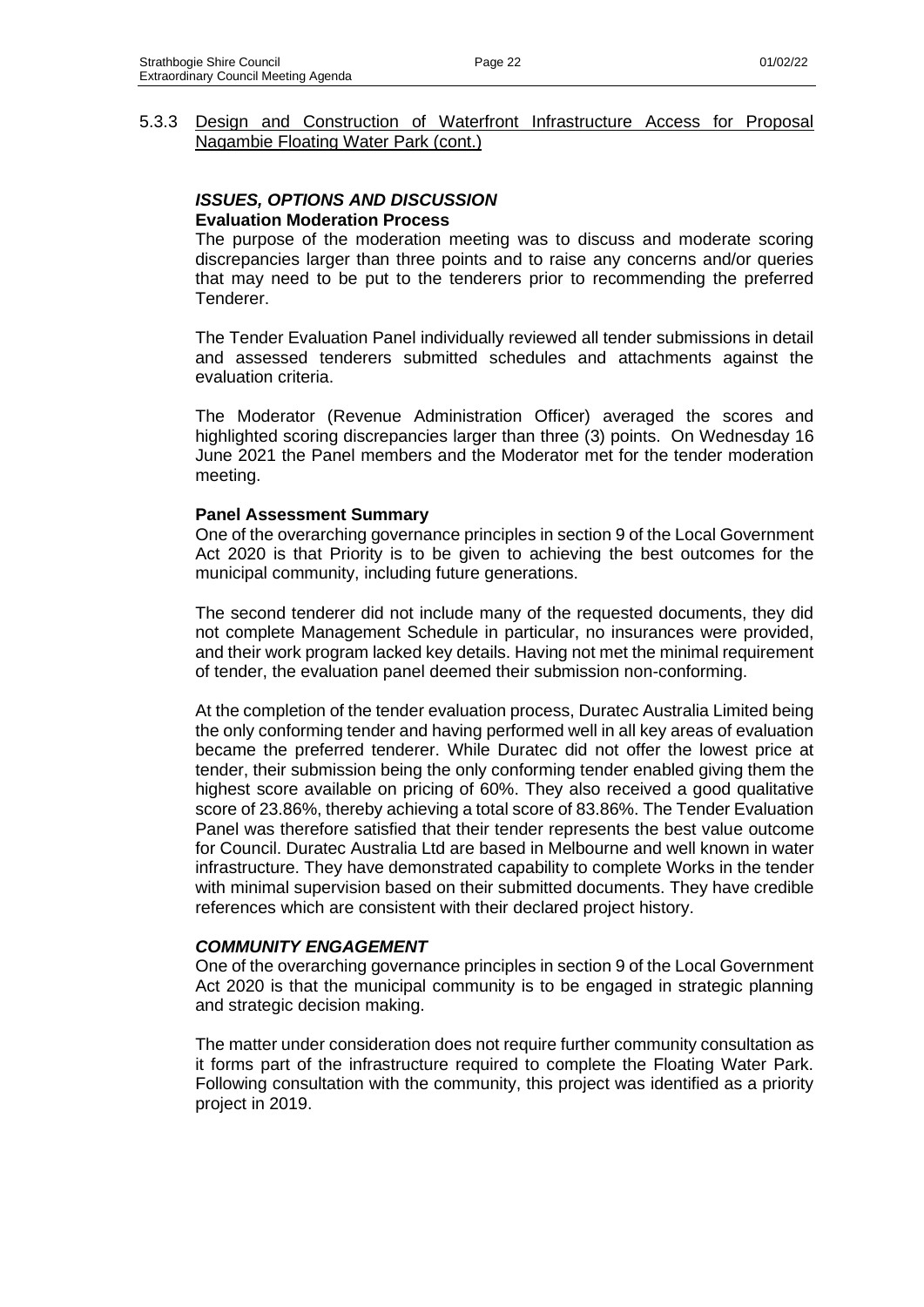5.3.3 Design and Construction of Waterfront Infrastructure Access for Proposal Nagambie Floating Water Park (cont.)

### *ISSUES, OPTIONS AND DISCUSSION*

**Evaluation Moderation Process**

The purpose of the moderation meeting was to discuss and moderate scoring discrepancies larger than three points and to raise any concerns and/or queries that may need to be put to the tenderers prior to recommending the preferred Tenderer.

The Tender Evaluation Panel individually reviewed all tender submissions in detail and assessed tenderers submitted schedules and attachments against the evaluation criteria.

The Moderator (Revenue Administration Officer) averaged the scores and highlighted scoring discrepancies larger than three (3) points. On Wednesday 16 June 2021 the Panel members and the Moderator met for the tender moderation meeting.

**Panel Assessment Summary**

One of the overarching governance principles in section 9 of the Local Government Act 2020 is that Priority is to be given to achieving the best outcomes for the municipal community, including future generations.

The second tenderer did not include many of the requested documents, they did not complete Management Schedule in particular, no insurances were provided, and their work program lacked key details. Having not met the minimal requirement of tender, the evaluation panel deemed their submission non-conforming.

At the completion of the tender evaluation process, Duratec Australia Limited being the only conforming tender and having performed well in all key areas of evaluation became the preferred tenderer. While Duratec did not offer the lowest price at tender, their submission being the only conforming tender enabled giving them the highest score available on pricing of 60%. They also received a good qualitative score of 23.86%, thereby achieving a total score of 83.86%. The Tender Evaluation Panel was therefore satisfied that their tender represents the best value outcome for Council. Duratec Australia Ltd are based in Melbourne and well known in water infrastructure. They have demonstrated capability to complete Works in the tender with minimal supervision based on their submitted documents. They have credible references which are consistent with their declared project history.

### *COMMUNITY ENGAGEMENT*

One of the overarching governance principles in section 9 of the Local Government Act 2020 is that the municipal community is to be engaged in strategic planning and strategic decision making.

The matter under consideration does not require further community consultation as it forms part of the infrastructure required to complete the Floating Water Park. Following consultation with the community, this project was identified as a priority project in 2019.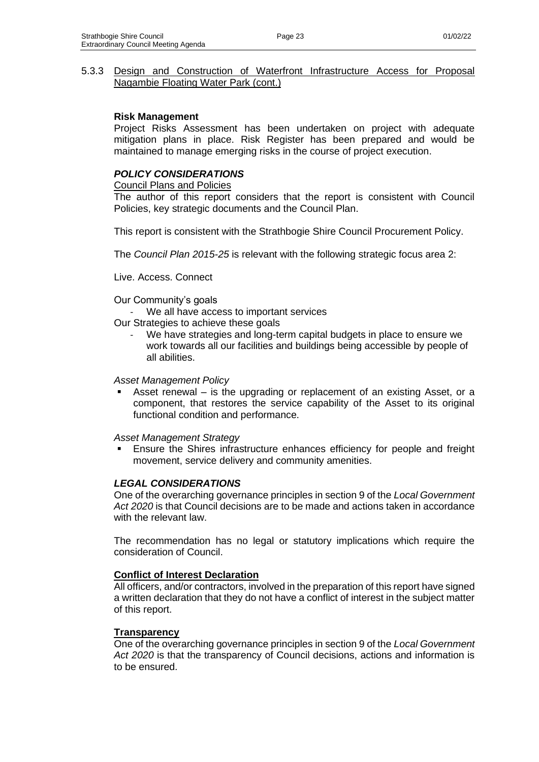### 5.3.3 Design and Construction of Waterfront Infrastructure Access for Proposal Nagambie Floating Water Park (cont.)

**Risk Management**

Project Risks Assessment has been undertaken on project with adequate mitigation plans in place. Risk Register has been prepared and would be maintained to manage emerging risks in the course of project execution.

***POLICY CONSIDERATIONS***

Council Plans and Policies

The author of this report considers that the report is consistent with Council Policies, key strategic documents and the Council Plan.

This report is consistent with the Strathbogie Shire Council Procurement Policy.

The *Council Plan 2015-25* is relevant with the following strategic focus area 2:

Live. Access. Connect

Our Community's goals

- We all have access to important services

Our Strategies to achieve these goals

- We have strategies and long-term capital budgets in place to ensure we work towards all our facilities and buildings being accessible by people of all abilities.

*Asset Management Policy*

- Asset renewal – is the upgrading or replacement of an existing Asset, or a component, that restores the service capability of the Asset to its original functional condition and performance.

*Asset Management Strategy*

- Ensure the Shires infrastructure enhances efficiency for people and freight movement, service delivery and community amenities.

***LEGAL CONSIDERATIONS***

One of the overarching governance principles in section 9 of the *Local Government Act 2020* is that Council decisions are to be made and actions taken in accordance with the relevant law.

The recommendation has no legal or statutory implications which require the consideration of Council.

**Conflict of Interest Declaration**

All officers, and/or contractors, involved in the preparation of this report have signed a written declaration that they do not have a conflict of interest in the subject matter of this report.

**Transparency**

One of the overarching governance principles in section 9 of the *Local Government Act 2020* is that the transparency of Council decisions, actions and information is to be ensured.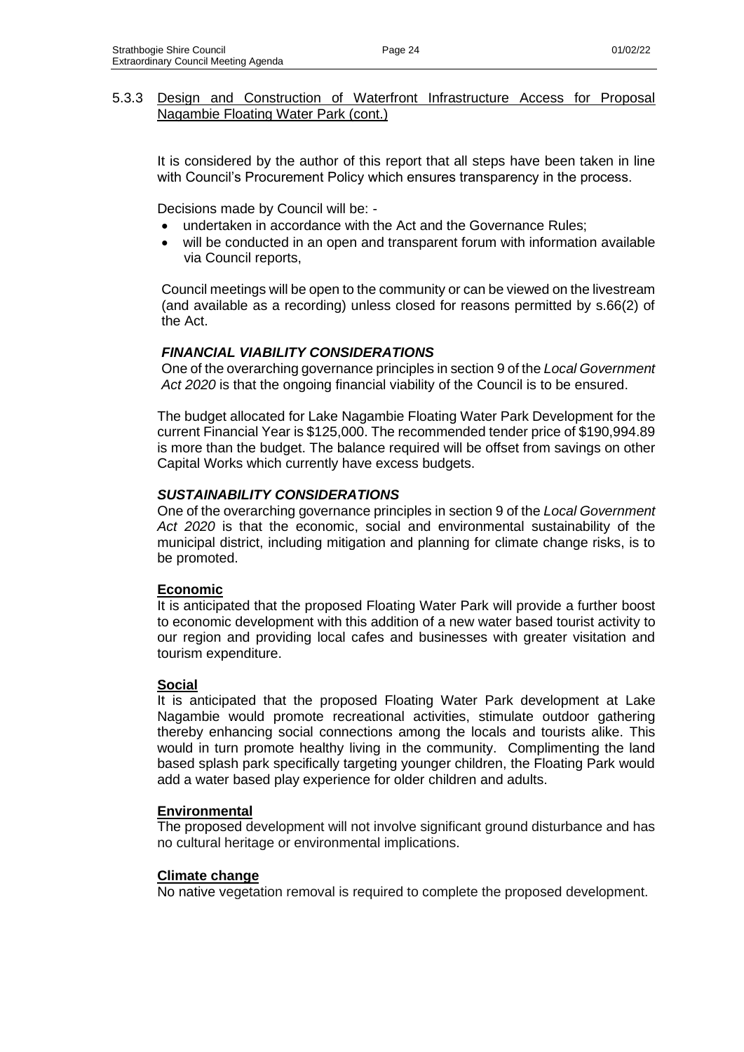## 5.3.3 Design and Construction of Waterfront Infrastructure Access for Proposal Nagambie Floating Water Park (cont.)

It is considered by the author of this report that all steps have been taken in line with Council's Procurement Policy which ensures transparency in the process.

Decisions made by Council will be: -

- undertaken in accordance with the Act and the Governance Rules;
- will be conducted in an open and transparent forum with information available via Council reports,

Council meetings will be open to the community or can be viewed on the livestream (and available as a recording) unless closed for reasons permitted by s.66(2) of the Act.

### *FINANCIAL VIABILITY CONSIDERATIONS*

One of the overarching governance principles in section 9 of the *Local Government Act 2020* is that the ongoing financial viability of the Council is to be ensured.

The budget allocated for Lake Nagambie Floating Water Park Development for the current Financial Year is $125,000. The recommended tender price of $190,994.89 is more than the budget. The balance required will be offset from savings on other Capital Works which currently have excess budgets.

### *SUSTAINABILITY CONSIDERATIONS*

One of the overarching governance principles in section 9 of the *Local Government Act 2020* is that the economic, social and environmental sustainability of the municipal district, including mitigation and planning for climate change risks, is to be promoted.

#### **Economic**

It is anticipated that the proposed Floating Water Park will provide a further boost to economic development with this addition of a new water based tourist activity to our region and providing local cafes and businesses with greater visitation and tourism expenditure.

#### **Social**

It is anticipated that the proposed Floating Water Park development at Lake Nagambie would promote recreational activities, stimulate outdoor gathering thereby enhancing social connections among the locals and tourists alike. This would in turn promote healthy living in the community. Complimenting the land based splash park specifically targeting younger children, the Floating Park would add a water based play experience for older children and adults.

#### **Environmental**

The proposed development will not involve significant ground disturbance and has no cultural heritage or environmental implications.

#### **Climate change**

No native vegetation removal is required to complete the proposed development.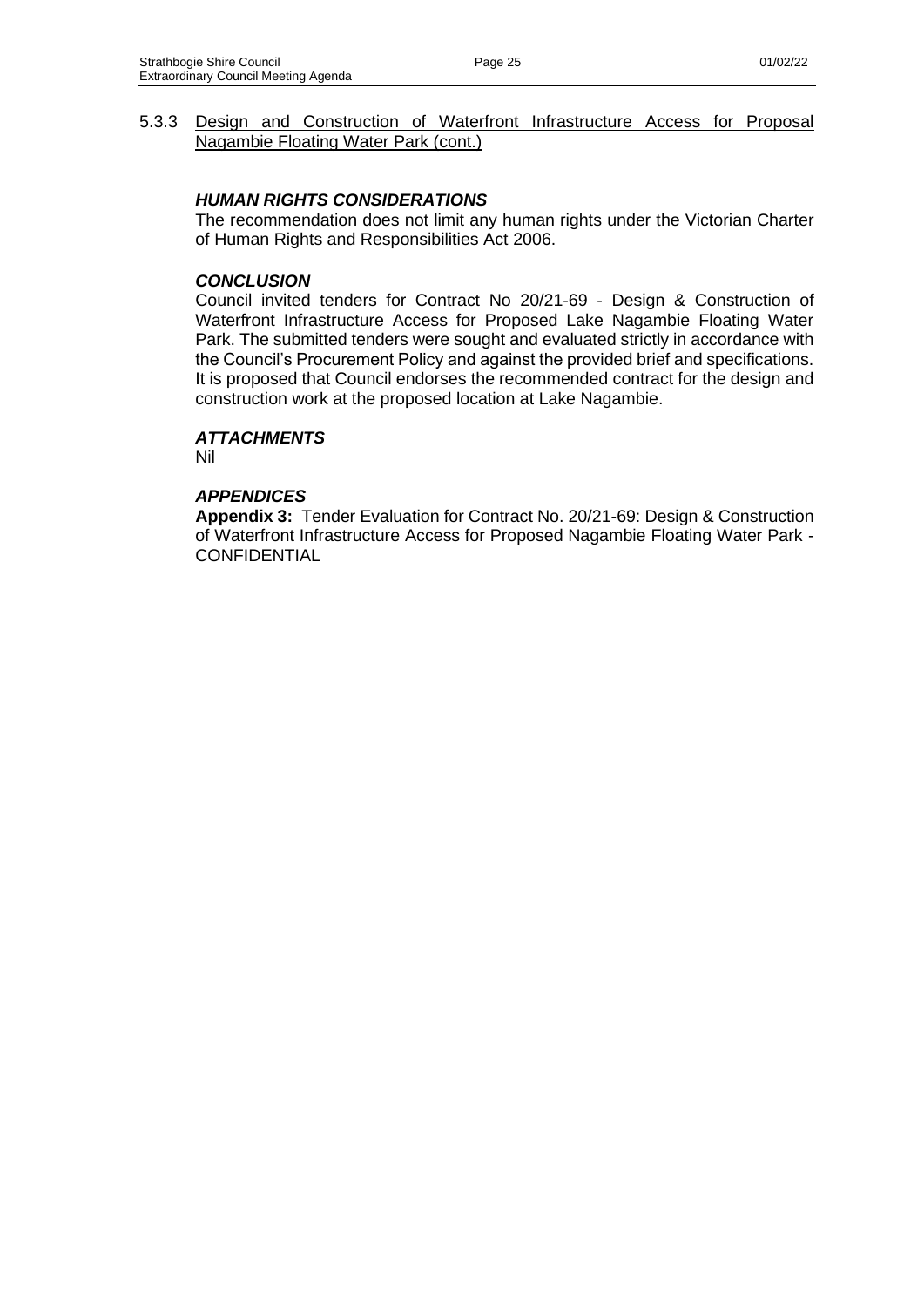5.3.3 Design and Construction of Waterfront Infrastructure Access for Proposal Nagambie Floating Water Park (cont.)

***HUMAN RIGHTS CONSIDERATIONS***

The recommendation does not limit any human rights under the Victorian Charter of Human Rights and Responsibilities Act 2006.

***CONCLUSION***

Council invited tenders for Contract No 20/21-69 - Design & Construction of Waterfront Infrastructure Access for Proposed Lake Nagambie Floating Water Park. The submitted tenders were sought and evaluated strictly in accordance with the Council's Procurement Policy and against the provided brief and specifications. It is proposed that Council endorses the recommended contract for the design and construction work at the proposed location at Lake Nagambie.

***ATTACHMENTS***

Nil

***APPENDICES***

**Appendix 3:** Tender Evaluation for Contract No. 20/21-69: Design & Construction of Waterfront Infrastructure Access for Proposed Nagambie Floating Water Park - CONFIDENTIAL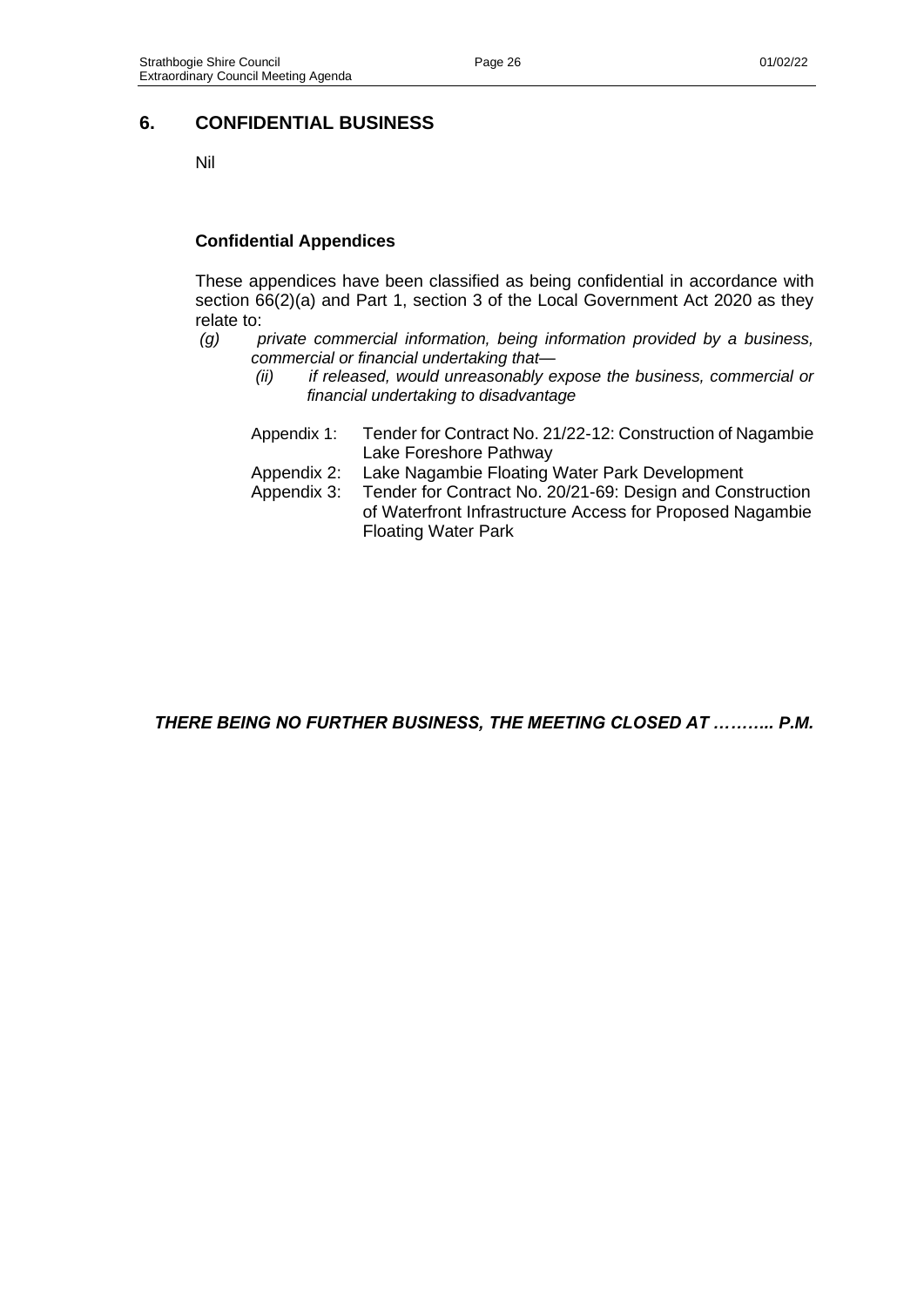## 6. CONFIDENTIAL BUSINESS

Nil

### Confidential Appendices

These appendices have been classified as being confidential in accordance with section 66(2)(a) and Part 1, section 3 of the Local Government Act 2020 as they relate to:

*(g) private commercial information, being information provided by a business, commercial or financial undertaking that—*

*(ii) if released, would unreasonably expose the business, commercial or financial undertaking to disadvantage*

Appendix 1: Tender for Contract No. 21/22-12: Construction of Nagambie Lake Foreshore Pathway

Appendix 2: Lake Nagambie Floating Water Park Development

Appendix 3: Tender for Contract No. 20/21-69: Design and Construction of Waterfront Infrastructure Access for Proposed Nagambie Floating Water Park

***THERE BEING NO FURTHER BUSINESS, THE MEETING CLOSED AT ……….. P.M.***